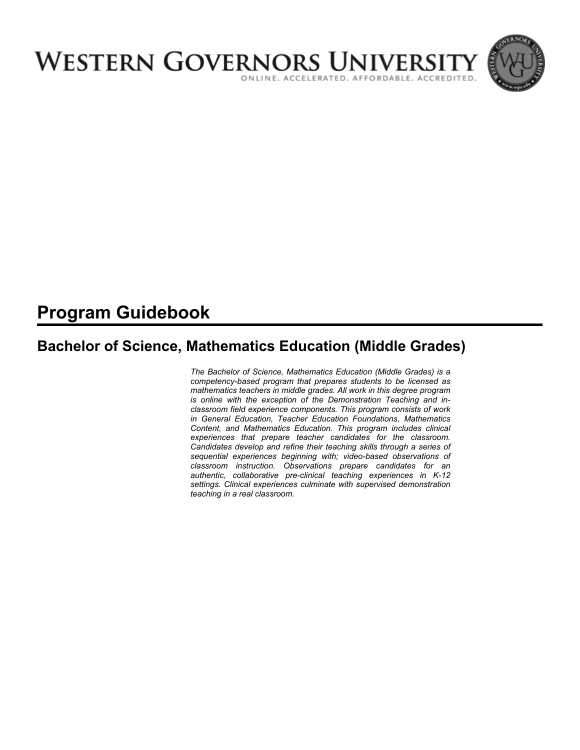# WESTERN GOVERNORS UNIVERSITY

ONLINE. ACCELERATED. AFFORDABLE. ACCREDITED.

# Program Guidebook

## Bachelor of Science, Mathematics Education (Middle Grades)

*The Bachelor of Science, Mathematics Education (Middle Grades) is a competency-based program that prepares students to be licensed as mathematics teachers in middle grades. All work in this degree program is online with the exception of the Demonstration Teaching and in-classroom field experience components. This program consists of work in General Education, Teacher Education Foundations, Mathematics Content, and Mathematics Education. This program includes clinical experiences that prepare teacher candidates for the classroom. Candidates develop and refine their teaching skills through a series of sequential experiences beginning with; video-based observations of classroom instruction. Observations prepare candidates for an authentic, collaborative pre-clinical teaching experiences in K-12 settings. Clinical experiences culminate with supervised demonstration teaching in a real classroom.*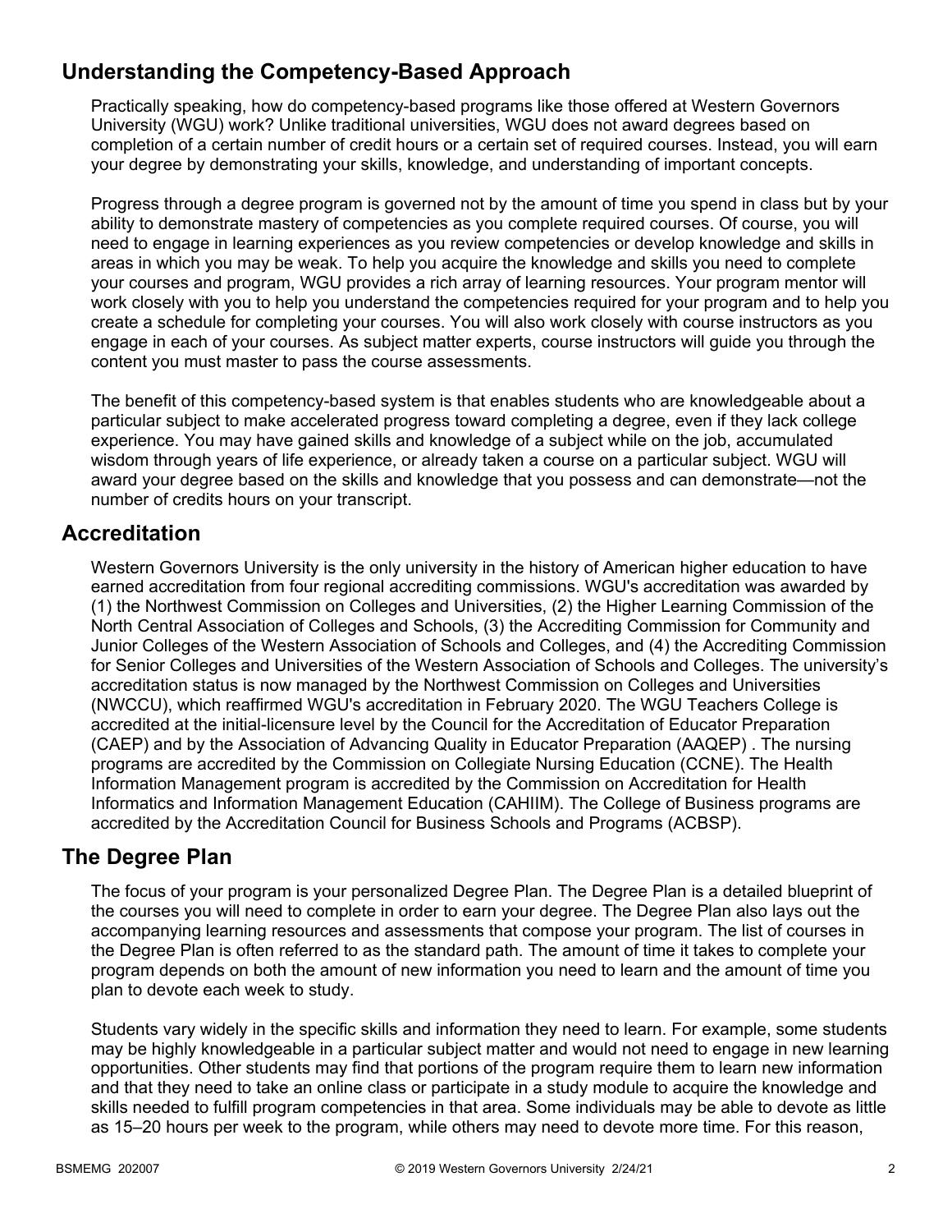## Understanding the Competency-Based Approach

Practically speaking, how do competency-based programs like those offered at Western Governors University (WGU) work? Unlike traditional universities, WGU does not award degrees based on completion of a certain number of credit hours or a certain set of required courses. Instead, you will earn your degree by demonstrating your skills, knowledge, and understanding of important concepts.

Progress through a degree program is governed not by the amount of time you spend in class but by your ability to demonstrate mastery of competencies as you complete required courses. Of course, you will need to engage in learning experiences as you review competencies or develop knowledge and skills in areas in which you may be weak. To help you acquire the knowledge and skills you need to complete your courses and program, WGU provides a rich array of learning resources. Your program mentor will work closely with you to help you understand the competencies required for your program and to help you create a schedule for completing your courses. You will also work closely with course instructors as you engage in each of your courses. As subject matter experts, course instructors will guide you through the content you must master to pass the course assessments.

The benefit of this competency-based system is that enables students who are knowledgeable about a particular subject to make accelerated progress toward completing a degree, even if they lack college experience. You may have gained skills and knowledge of a subject while on the job, accumulated wisdom through years of life experience, or already taken a course on a particular subject. WGU will award your degree based on the skills and knowledge that you possess and can demonstrate—not the number of credits hours on your transcript.

## Accreditation

Western Governors University is the only university in the history of American higher education to have earned accreditation from four regional accrediting commissions. WGU's accreditation was awarded by (1) the Northwest Commission on Colleges and Universities, (2) the Higher Learning Commission of the North Central Association of Colleges and Schools, (3) the Accrediting Commission for Community and Junior Colleges of the Western Association of Schools and Colleges, and (4) the Accrediting Commission for Senior Colleges and Universities of the Western Association of Schools and Colleges. The university's accreditation status is now managed by the Northwest Commission on Colleges and Universities (NWCCU), which reaffirmed WGU's accreditation in February 2020. The WGU Teachers College is accredited at the initial-licensure level by the Council for the Accreditation of Educator Preparation (CAEP) and by the Association of Advancing Quality in Educator Preparation (AAQEP) . The nursing programs are accredited by the Commission on Collegiate Nursing Education (CCNE). The Health Information Management program is accredited by the Commission on Accreditation for Health Informatics and Information Management Education (CAHIIM). The College of Business programs are accredited by the Accreditation Council for Business Schools and Programs (ACBSP).

## The Degree Plan

The focus of your program is your personalized Degree Plan. The Degree Plan is a detailed blueprint of the courses you will need to complete in order to earn your degree. The Degree Plan also lays out the accompanying learning resources and assessments that compose your program. The list of courses in the Degree Plan is often referred to as the standard path. The amount of time it takes to complete your program depends on both the amount of new information you need to learn and the amount of time you plan to devote each week to study.

Students vary widely in the specific skills and information they need to learn. For example, some students may be highly knowledgeable in a particular subject matter and would not need to engage in new learning opportunities. Other students may find that portions of the program require them to learn new information and that they need to take an online class or participate in a study module to acquire the knowledge and skills needed to fulfill program competencies in that area. Some individuals may be able to devote as little as 15–20 hours per week to the program, while others may need to devote more time. For this reason,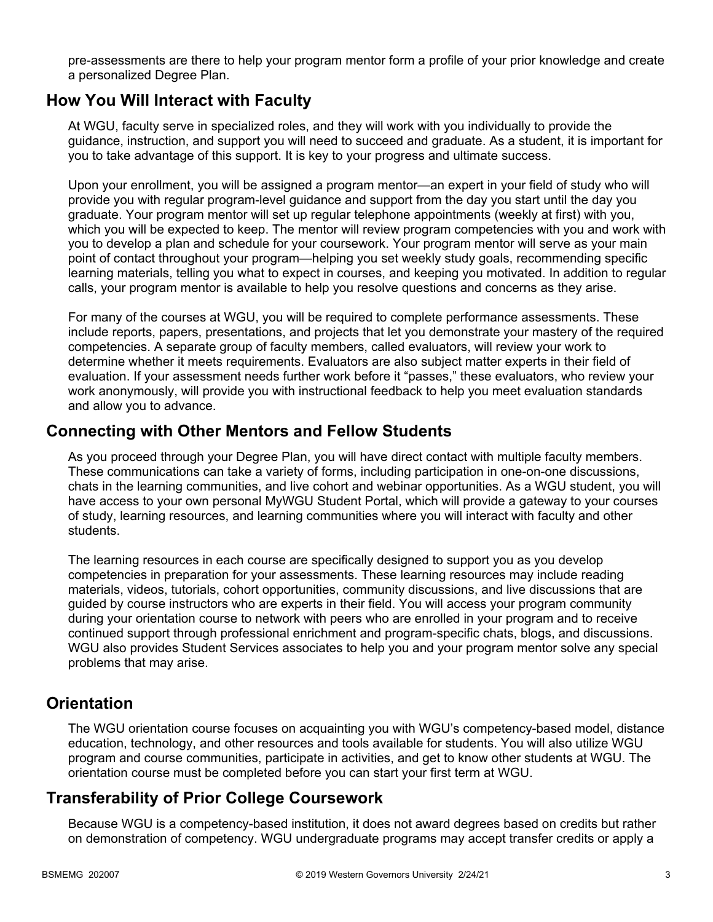pre-assessments are there to help your program mentor form a profile of your prior knowledge and create a personalized Degree Plan.

## How You Will Interact with Faculty

At WGU, faculty serve in specialized roles, and they will work with you individually to provide the guidance, instruction, and support you will need to succeed and graduate. As a student, it is important for you to take advantage of this support. It is key to your progress and ultimate success.

Upon your enrollment, you will be assigned a program mentor—an expert in your field of study who will provide you with regular program-level guidance and support from the day you start until the day you graduate. Your program mentor will set up regular telephone appointments (weekly at first) with you, which you will be expected to keep. The mentor will review program competencies with you and work with you to develop a plan and schedule for your coursework. Your program mentor will serve as your main point of contact throughout your program—helping you set weekly study goals, recommending specific learning materials, telling you what to expect in courses, and keeping you motivated. In addition to regular calls, your program mentor is available to help you resolve questions and concerns as they arise.

For many of the courses at WGU, you will be required to complete performance assessments. These include reports, papers, presentations, and projects that let you demonstrate your mastery of the required competencies. A separate group of faculty members, called evaluators, will review your work to determine whether it meets requirements. Evaluators are also subject matter experts in their field of evaluation. If your assessment needs further work before it "passes," these evaluators, who review your work anonymously, will provide you with instructional feedback to help you meet evaluation standards and allow you to advance.

## Connecting with Other Mentors and Fellow Students

As you proceed through your Degree Plan, you will have direct contact with multiple faculty members. These communications can take a variety of forms, including participation in one-on-one discussions, chats in the learning communities, and live cohort and webinar opportunities. As a WGU student, you will have access to your own personal MyWGU Student Portal, which will provide a gateway to your courses of study, learning resources, and learning communities where you will interact with faculty and other students.

The learning resources in each course are specifically designed to support you as you develop competencies in preparation for your assessments. These learning resources may include reading materials, videos, tutorials, cohort opportunities, community discussions, and live discussions that are guided by course instructors who are experts in their field. You will access your program community during your orientation course to network with peers who are enrolled in your program and to receive continued support through professional enrichment and program-specific chats, blogs, and discussions. WGU also provides Student Services associates to help you and your program mentor solve any special problems that may arise.

## Orientation

The WGU orientation course focuses on acquainting you with WGU's competency-based model, distance education, technology, and other resources and tools available for students. You will also utilize WGU program and course communities, participate in activities, and get to know other students at WGU. The orientation course must be completed before you can start your first term at WGU.

## Transferability of Prior College Coursework

Because WGU is a competency-based institution, it does not award degrees based on credits but rather on demonstration of competency. WGU undergraduate programs may accept transfer credits or apply a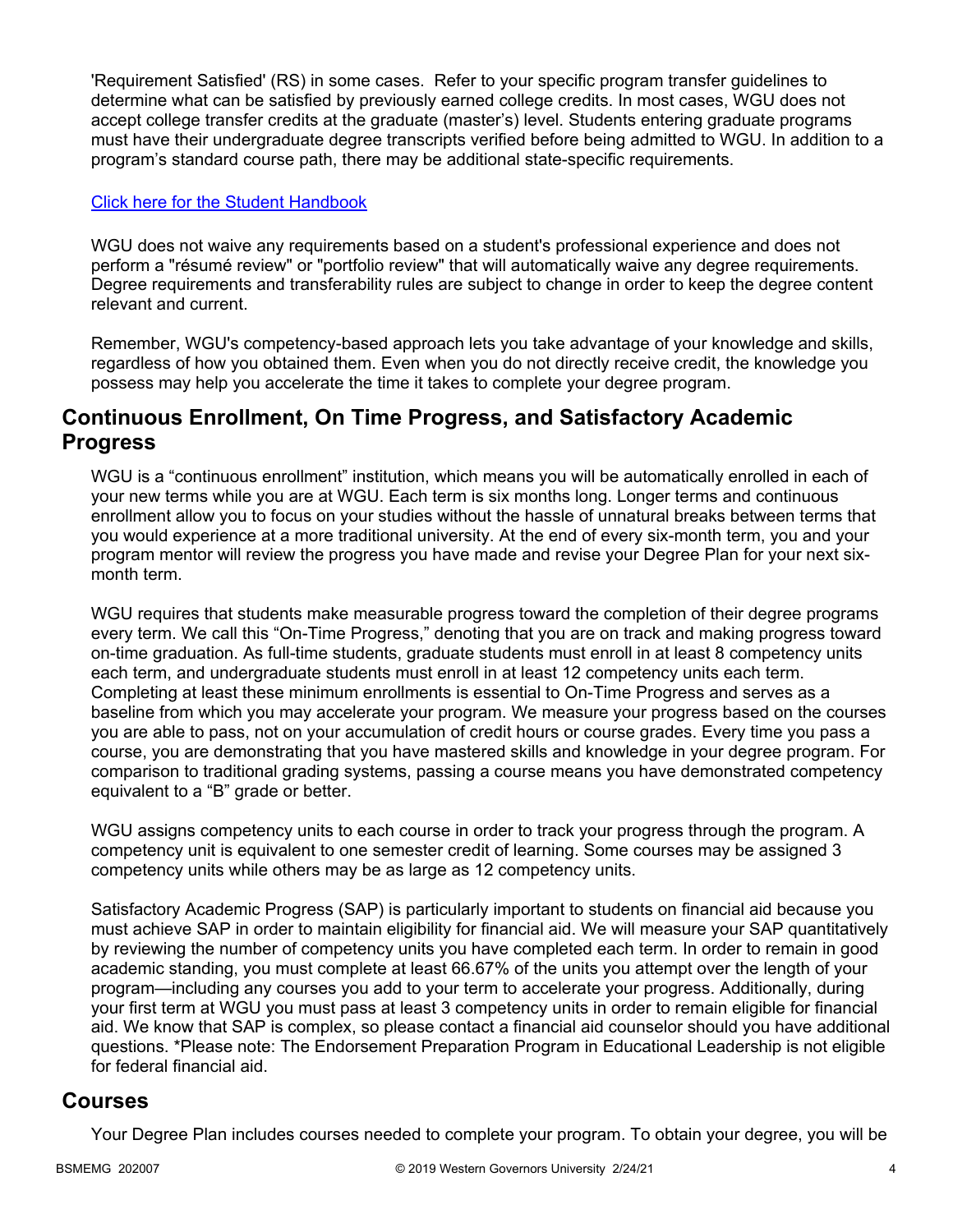'Requirement Satisfied' (RS) in some cases. Refer to your specific program transfer guidelines to determine what can be satisfied by previously earned college credits. In most cases, WGU does not accept college transfer credits at the graduate (master's) level. Students entering graduate programs must have their undergraduate degree transcripts verified before being admitted to WGU. In addition to a program's standard course path, there may be additional state-specific requirements.

[Click here for the Student Handbook]

WGU does not waive any requirements based on a student's professional experience and does not perform a "résumé review" or "portfolio review" that will automatically waive any degree requirements. Degree requirements and transferability rules are subject to change in order to keep the degree content relevant and current.

Remember, WGU's competency-based approach lets you take advantage of your knowledge and skills, regardless of how you obtained them. Even when you do not directly receive credit, the knowledge you possess may help you accelerate the time it takes to complete your degree program.

## Continuous Enrollment, On Time Progress, and Satisfactory Academic Progress

WGU is a "continuous enrollment" institution, which means you will be automatically enrolled in each of your new terms while you are at WGU. Each term is six months long. Longer terms and continuous enrollment allow you to focus on your studies without the hassle of unnatural breaks between terms that you would experience at a more traditional university. At the end of every six-month term, you and your program mentor will review the progress you have made and revise your Degree Plan for your next six-month term.

WGU requires that students make measurable progress toward the completion of their degree programs every term. We call this "On-Time Progress," denoting that you are on track and making progress toward on-time graduation. As full-time students, graduate students must enroll in at least 8 competency units each term, and undergraduate students must enroll in at least 12 competency units each term. Completing at least these minimum enrollments is essential to On-Time Progress and serves as a baseline from which you may accelerate your program. We measure your progress based on the courses you are able to pass, not on your accumulation of credit hours or course grades. Every time you pass a course, you are demonstrating that you have mastered skills and knowledge in your degree program. For comparison to traditional grading systems, passing a course means you have demonstrated competency equivalent to a "B" grade or better.

WGU assigns competency units to each course in order to track your progress through the program. A competency unit is equivalent to one semester credit of learning. Some courses may be assigned 3 competency units while others may be as large as 12 competency units.

Satisfactory Academic Progress (SAP) is particularly important to students on financial aid because you must achieve SAP in order to maintain eligibility for financial aid. We will measure your SAP quantitatively by reviewing the number of competency units you have completed each term. In order to remain in good academic standing, you must complete at least 66.67% of the units you attempt over the length of your program—including any courses you add to your term to accelerate your progress. Additionally, during your first term at WGU you must pass at least 3 competency units in order to remain eligible for financial aid. We know that SAP is complex, so please contact a financial aid counselor should you have additional questions. *Please note: The Endorsement Preparation Program in Educational Leadership is not eligible for federal financial aid.

## Courses

Your Degree Plan includes courses needed to complete your program. To obtain your degree, you will be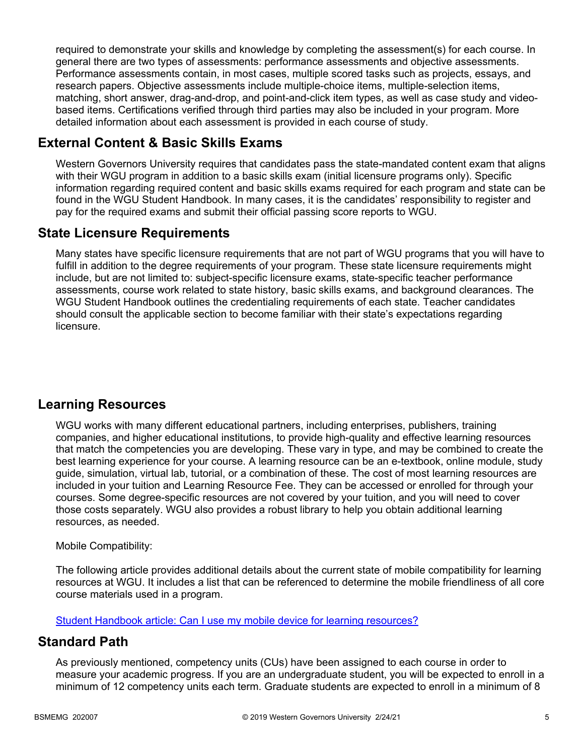required to demonstrate your skills and knowledge by completing the assessment(s) for each course. In general there are two types of assessments: performance assessments and objective assessments. Performance assessments contain, in most cases, multiple scored tasks such as projects, essays, and research papers. Objective assessments include multiple-choice items, multiple-selection items, matching, short answer, drag-and-drop, and point-and-click item types, as well as case study and video-based items. Certifications verified through third parties may also be included in your program. More detailed information about each assessment is provided in each course of study.

## External Content & Basic Skills Exams

Western Governors University requires that candidates pass the state-mandated content exam that aligns with their WGU program in addition to a basic skills exam (initial licensure programs only). Specific information regarding required content and basic skills exams required for each program and state can be found in the WGU Student Handbook. In many cases, it is the candidates' responsibility to register and pay for the required exams and submit their official passing score reports to WGU.

## State Licensure Requirements

Many states have specific licensure requirements that are not part of WGU programs that you will have to fulfill in addition to the degree requirements of your program. These state licensure requirements might include, but are not limited to: subject-specific licensure exams, state-specific teacher performance assessments, course work related to state history, basic skills exams, and background clearances. The WGU Student Handbook outlines the credentialing requirements of each state. Teacher candidates should consult the applicable section to become familiar with their state's expectations regarding licensure.

## Learning Resources

WGU works with many different educational partners, including enterprises, publishers, training companies, and higher educational institutions, to provide high-quality and effective learning resources that match the competencies you are developing. These vary in type, and may be combined to create the best learning experience for your course. A learning resource can be an e-textbook, online module, study guide, simulation, virtual lab, tutorial, or a combination of these. The cost of most learning resources are included in your tuition and Learning Resource Fee. They can be accessed or enrolled for through your courses. Some degree-specific resources are not covered by your tuition, and you will need to cover those costs separately. WGU also provides a robust library to help you obtain additional learning resources, as needed.

Mobile Compatibility:

The following article provides additional details about the current state of mobile compatibility for learning resources at WGU. It includes a list that can be referenced to determine the mobile friendliness of all core course materials used in a program.

[Student Handbook article: Can I use my mobile device for learning resources?]

## Standard Path

As previously mentioned, competency units (CUs) have been assigned to each course in order to measure your academic progress. If you are an undergraduate student, you will be expected to enroll in a minimum of 12 competency units each term. Graduate students are expected to enroll in a minimum of 8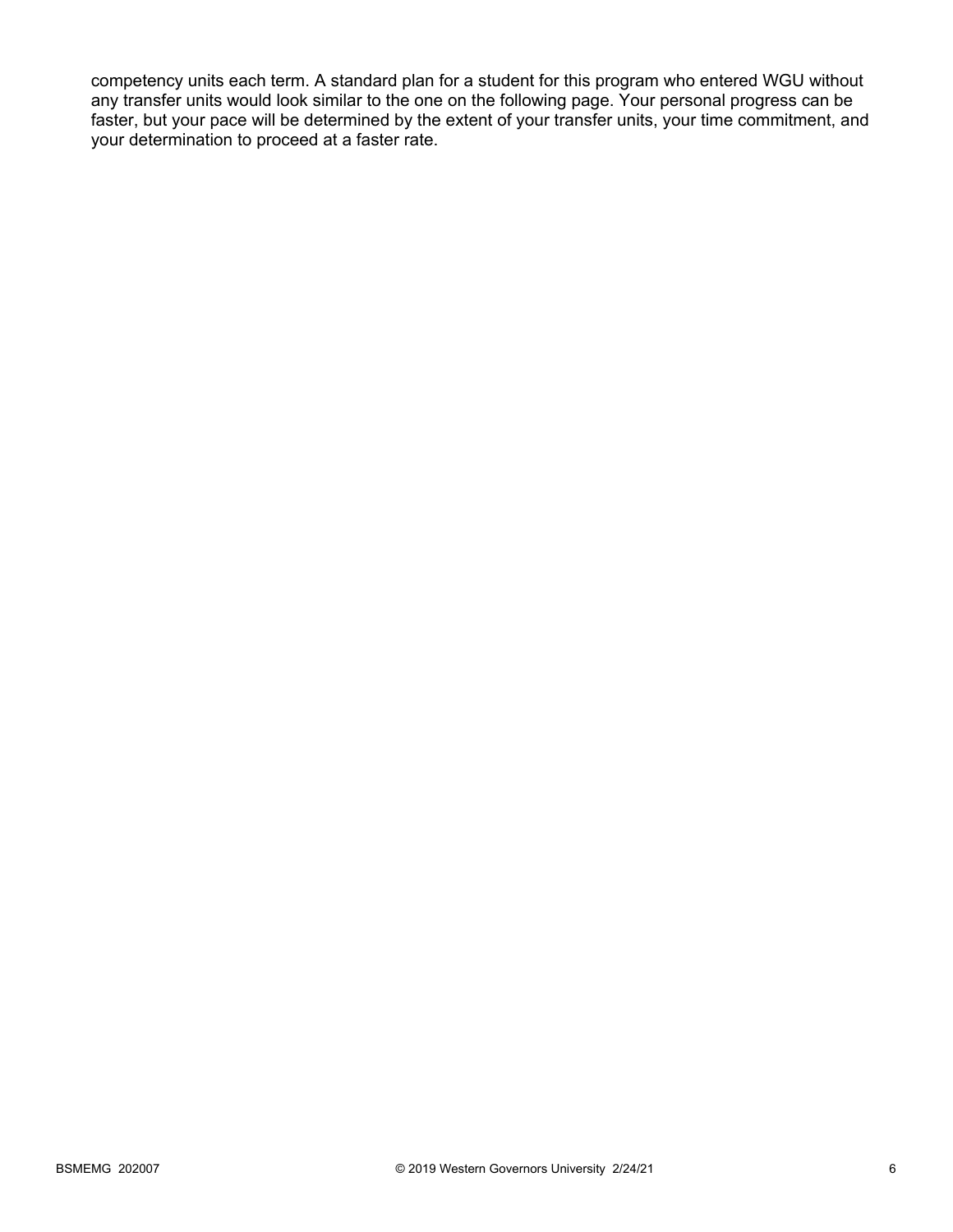competency units each term. A standard plan for a student for this program who entered WGU without any transfer units would look similar to the one on the following page. Your personal progress can be faster, but your pace will be determined by the extent of your transfer units, your time commitment, and your determination to proceed at a faster rate.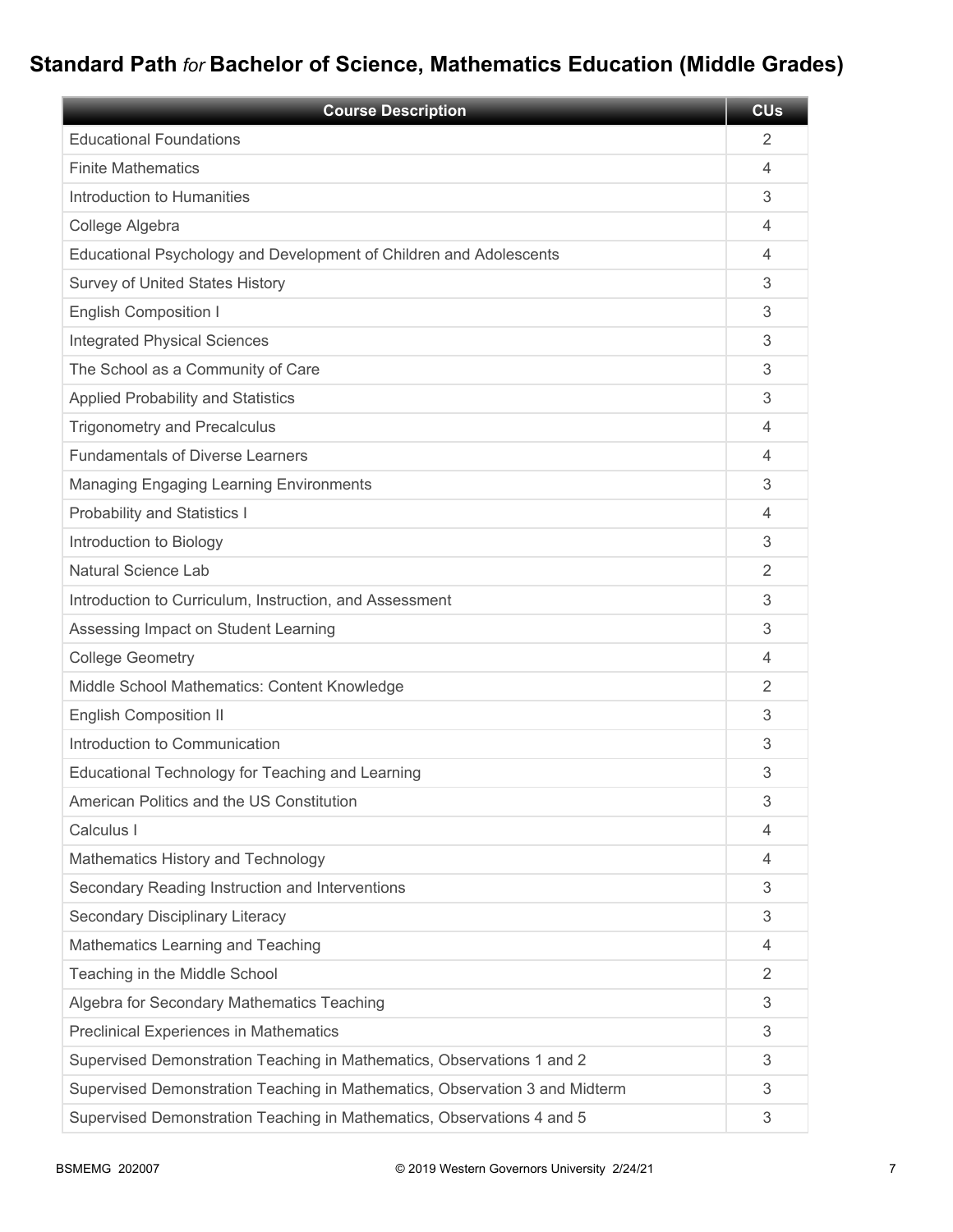## Standard Path *for* Bachelor of Science, Mathematics Education (Middle Grades)

| Course Description | CUs |
|---|---|
| Educational Foundations | 2 |
| Finite Mathematics | 4 |
| Introduction to Humanities | 3 |
| College Algebra | 4 |
| Educational Psychology and Development of Children and Adolescents | 4 |
| Survey of United States History | 3 |
| English Composition I | 3 |
| Integrated Physical Sciences | 3 |
| The School as a Community of Care | 3 |
| Applied Probability and Statistics | 3 |
| Trigonometry and Precalculus | 4 |
| Fundamentals of Diverse Learners | 4 |
| Managing Engaging Learning Environments | 3 |
| Probability and Statistics I | 4 |
| Introduction to Biology | 3 |
| Natural Science Lab | 2 |
| Introduction to Curriculum, Instruction, and Assessment | 3 |
| Assessing Impact on Student Learning | 3 |
| College Geometry | 4 |
| Middle School Mathematics: Content Knowledge | 2 |
| English Composition II | 3 |
| Introduction to Communication | 3 |
| Educational Technology for Teaching and Learning | 3 |
| American Politics and the US Constitution | 3 |
| Calculus I | 4 |
| Mathematics History and Technology | 4 |
| Secondary Reading Instruction and Interventions | 3 |
| Secondary Disciplinary Literacy | 3 |
| Mathematics Learning and Teaching | 4 |
| Teaching in the Middle School | 2 |
| Algebra for Secondary Mathematics Teaching | 3 |
| Preclinical Experiences in Mathematics | 3 |
| Supervised Demonstration Teaching in Mathematics, Observations 1 and 2 | 3 |
| Supervised Demonstration Teaching in Mathematics, Observation 3 and Midterm | 3 |
| Supervised Demonstration Teaching in Mathematics, Observations 4 and 5 | 3 |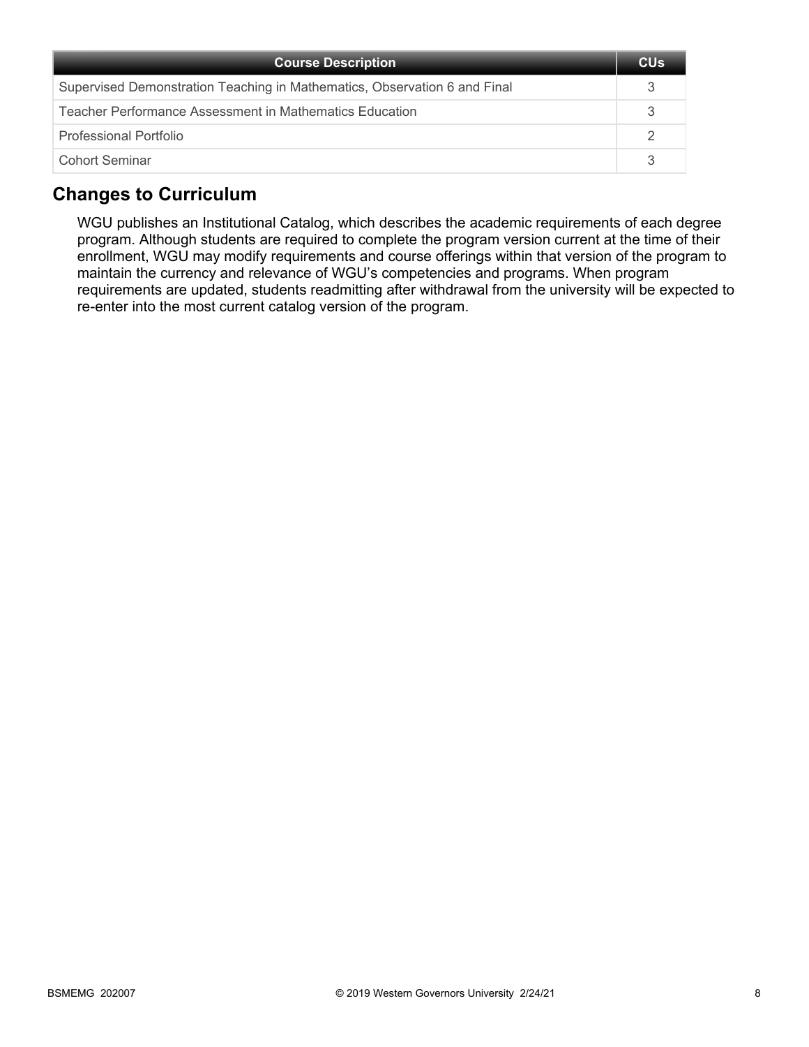| Course Description | CUs |
| --- | --- |
| Supervised Demonstration Teaching in Mathematics, Observation 6 and Final | 3 |
| Teacher Performance Assessment in Mathematics Education | 3 |
| Professional Portfolio | 2 |
| Cohort Seminar | 3 |

## Changes to Curriculum

WGU publishes an Institutional Catalog, which describes the academic requirements of each degree program. Although students are required to complete the program version current at the time of their enrollment, WGU may modify requirements and course offerings within that version of the program to maintain the currency and relevance of WGU's competencies and programs. When program requirements are updated, students readmitting after withdrawal from the university will be expected to re-enter into the most current catalog version of the program.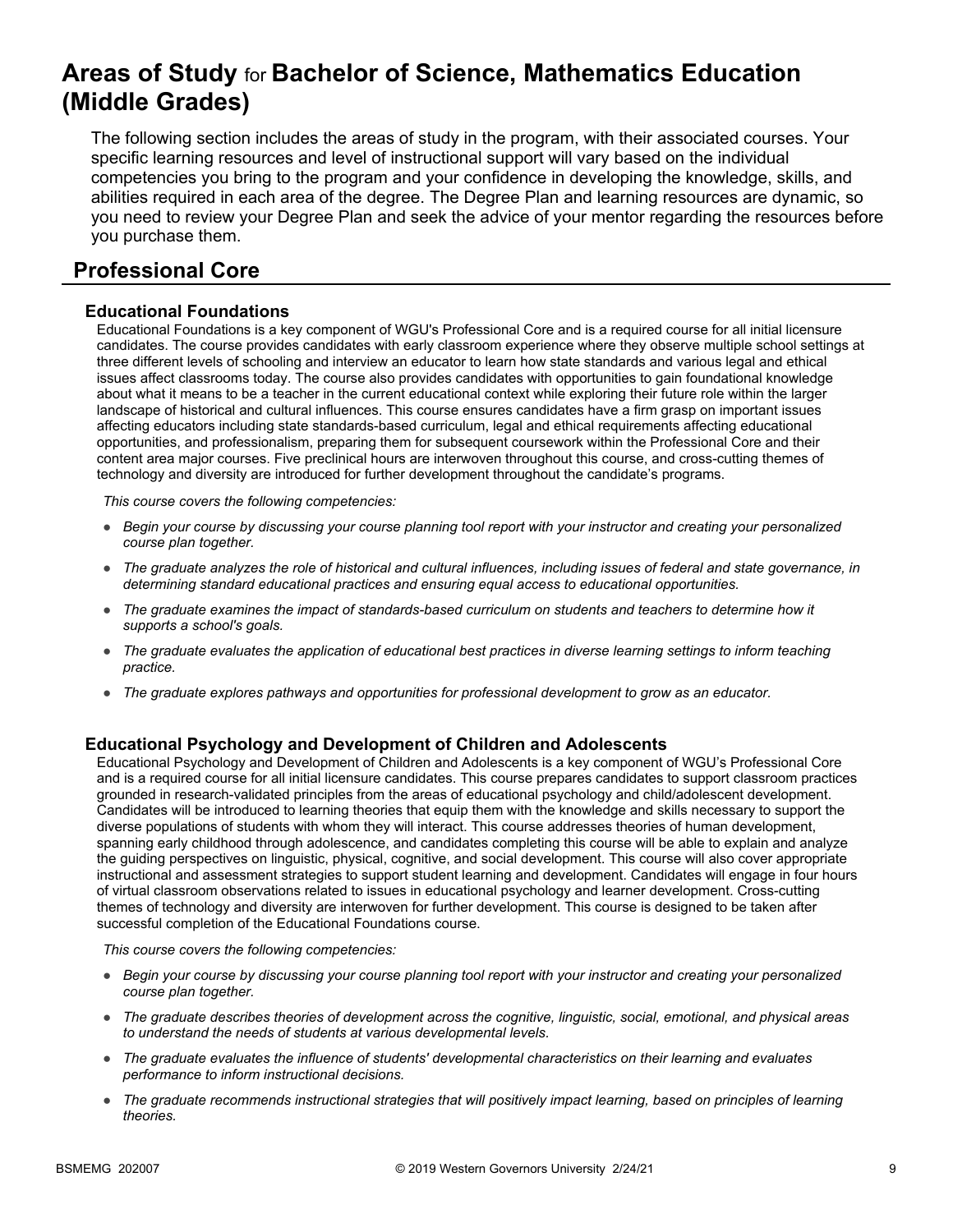# Areas of Study for Bachelor of Science, Mathematics Education (Middle Grades)

The following section includes the areas of study in the program, with their associated courses. Your specific learning resources and level of instructional support will vary based on the individual competencies you bring to the program and your confidence in developing the knowledge, skills, and abilities required in each area of the degree. The Degree Plan and learning resources are dynamic, so you need to review your Degree Plan and seek the advice of your mentor regarding the resources before you purchase them.

## Professional Core

### Educational Foundations

Educational Foundations is a key component of WGU's Professional Core and is a required course for all initial licensure candidates. The course provides candidates with early classroom experience where they observe multiple school settings at three different levels of schooling and interview an educator to learn how state standards and various legal and ethical issues affect classrooms today. The course also provides candidates with opportunities to gain foundational knowledge about what it means to be a teacher in the current educational context while exploring their future role within the larger landscape of historical and cultural influences. This course ensures candidates have a firm grasp on important issues affecting educators including state standards-based curriculum, legal and ethical requirements affecting educational opportunities, and professionalism, preparing them for subsequent coursework within the Professional Core and their content area major courses. Five preclinical hours are interwoven throughout this course, and cross-cutting themes of technology and diversity are introduced for further development throughout the candidate's programs.

*This course covers the following competencies:*

- *Begin your course by discussing your course planning tool report with your instructor and creating your personalized course plan together.*
- *The graduate analyzes the role of historical and cultural influences, including issues of federal and state governance, in determining standard educational practices and ensuring equal access to educational opportunities.*
- *The graduate examines the impact of standards-based curriculum on students and teachers to determine how it supports a school's goals.*
- *The graduate evaluates the application of educational best practices in diverse learning settings to inform teaching practice.*
- *The graduate explores pathways and opportunities for professional development to grow as an educator.*

### Educational Psychology and Development of Children and Adolescents

Educational Psychology and Development of Children and Adolescents is a key component of WGU's Professional Core and is a required course for all initial licensure candidates. This course prepares candidates to support classroom practices grounded in research-validated principles from the areas of educational psychology and child/adolescent development. Candidates will be introduced to learning theories that equip them with the knowledge and skills necessary to support the diverse populations of students with whom they will interact. This course addresses theories of human development, spanning early childhood through adolescence, and candidates completing this course will be able to explain and analyze the guiding perspectives on linguistic, physical, cognitive, and social development. This course will also cover appropriate instructional and assessment strategies to support student learning and development. Candidates will engage in four hours of virtual classroom observations related to issues in educational psychology and learner development. Cross-cutting themes of technology and diversity are interwoven for further development. This course is designed to be taken after successful completion of the Educational Foundations course.

*This course covers the following competencies:*

- *Begin your course by discussing your course planning tool report with your instructor and creating your personalized course plan together.*
- *The graduate describes theories of development across the cognitive, linguistic, social, emotional, and physical areas to understand the needs of students at various developmental levels.*
- *The graduate evaluates the influence of students' developmental characteristics on their learning and evaluates performance to inform instructional decisions.*
- *The graduate recommends instructional strategies that will positively impact learning, based on principles of learning theories.*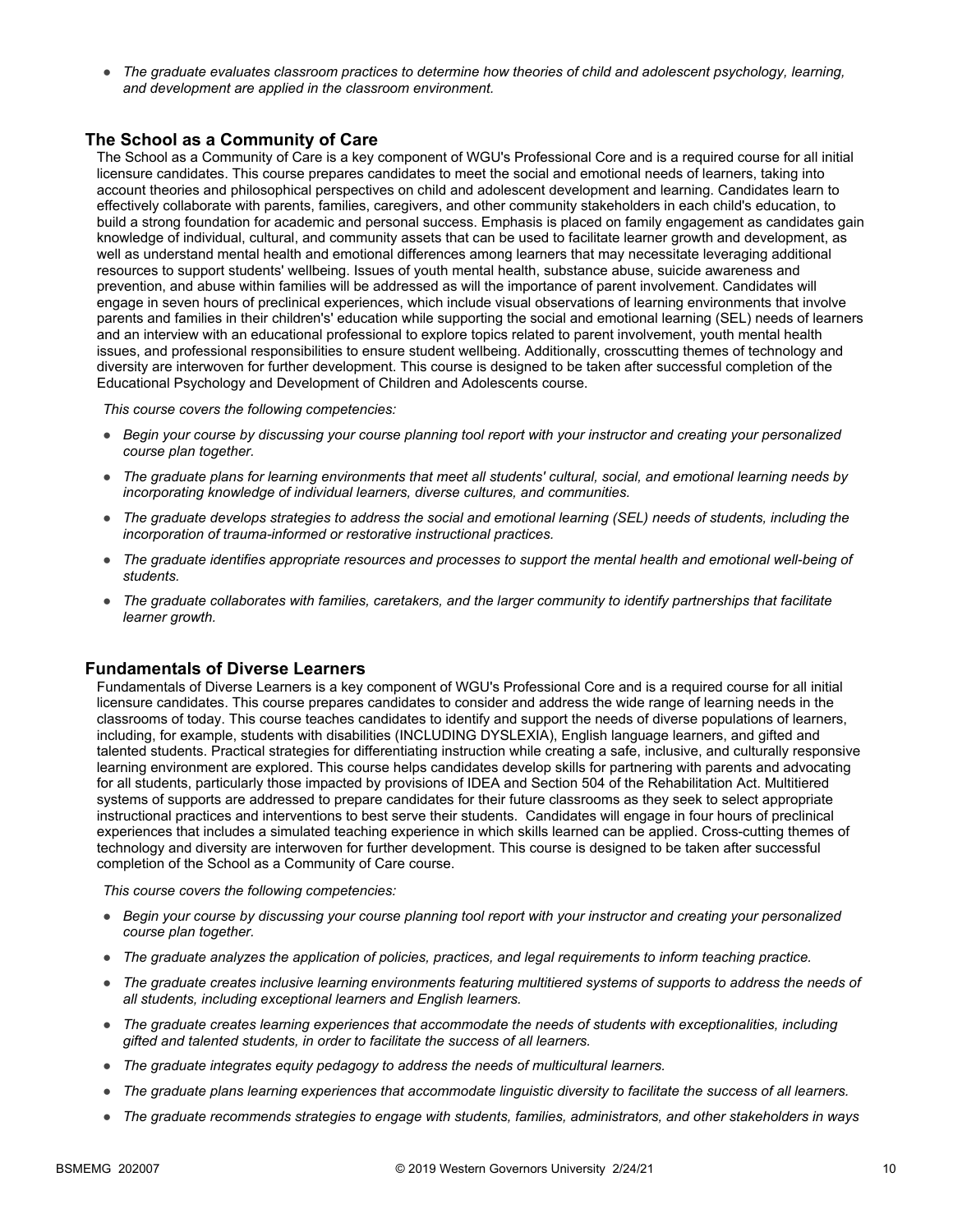- *The graduate evaluates classroom practices to determine how theories of child and adolescent psychology, learning, and development are applied in the classroom environment.*

### The School as a Community of Care

The School as a Community of Care is a key component of WGU's Professional Core and is a required course for all initial licensure candidates. This course prepares candidates to meet the social and emotional needs of learners, taking into account theories and philosophical perspectives on child and adolescent development and learning. Candidates learn to effectively collaborate with parents, families, caregivers, and other community stakeholders in each child's education, to build a strong foundation for academic and personal success. Emphasis is placed on family engagement as candidates gain knowledge of individual, cultural, and community assets that can be used to facilitate learner growth and development, as well as understand mental health and emotional differences among learners that may necessitate leveraging additional resources to support students' wellbeing. Issues of youth mental health, substance abuse, suicide awareness and prevention, and abuse within families will be addressed as will the importance of parent involvement. Candidates will engage in seven hours of preclinical experiences, which include visual observations of learning environments that involve parents and families in their children's' education while supporting the social and emotional learning (SEL) needs of learners and an interview with an educational professional to explore topics related to parent involvement, youth mental health issues, and professional responsibilities to ensure student wellbeing. Additionally, crosscutting themes of technology and diversity are interwoven for further development. This course is designed to be taken after successful completion of the Educational Psychology and Development of Children and Adolescents course.

*This course covers the following competencies:*

- *Begin your course by discussing your course planning tool report with your instructor and creating your personalized course plan together.*
- *The graduate plans for learning environments that meet all students' cultural, social, and emotional learning needs by incorporating knowledge of individual learners, diverse cultures, and communities.*
- *The graduate develops strategies to address the social and emotional learning (SEL) needs of students, including the incorporation of trauma-informed or restorative instructional practices.*
- *The graduate identifies appropriate resources and processes to support the mental health and emotional well-being of students.*
- *The graduate collaborates with families, caretakers, and the larger community to identify partnerships that facilitate learner growth.*

### Fundamentals of Diverse Learners

Fundamentals of Diverse Learners is a key component of WGU's Professional Core and is a required course for all initial licensure candidates. This course prepares candidates to consider and address the wide range of learning needs in the classrooms of today. This course teaches candidates to identify and support the needs of diverse populations of learners, including, for example, students with disabilities (INCLUDING DYSLEXIA), English language learners, and gifted and talented students. Practical strategies for differentiating instruction while creating a safe, inclusive, and culturally responsive learning environment are explored. This course helps candidates develop skills for partnering with parents and advocating for all students, particularly those impacted by provisions of IDEA and Section 504 of the Rehabilitation Act. Multitiered systems of supports are addressed to prepare candidates for their future classrooms as they seek to select appropriate instructional practices and interventions to best serve their students. Candidates will engage in four hours of preclinical experiences that includes a simulated teaching experience in which skills learned can be applied. Cross-cutting themes of technology and diversity are interwoven for further development. This course is designed to be taken after successful completion of the School as a Community of Care course.

*This course covers the following competencies:*

- *Begin your course by discussing your course planning tool report with your instructor and creating your personalized course plan together.*
- *The graduate analyzes the application of policies, practices, and legal requirements to inform teaching practice.*
- *The graduate creates inclusive learning environments featuring multitiered systems of supports to address the needs of all students, including exceptional learners and English learners.*
- *The graduate creates learning experiences that accommodate the needs of students with exceptionalities, including gifted and talented students, in order to facilitate the success of all learners.*
- *The graduate integrates equity pedagogy to address the needs of multicultural learners.*
- *The graduate plans learning experiences that accommodate linguistic diversity to facilitate the success of all learners.*
- *The graduate recommends strategies to engage with students, families, administrators, and other stakeholders in ways*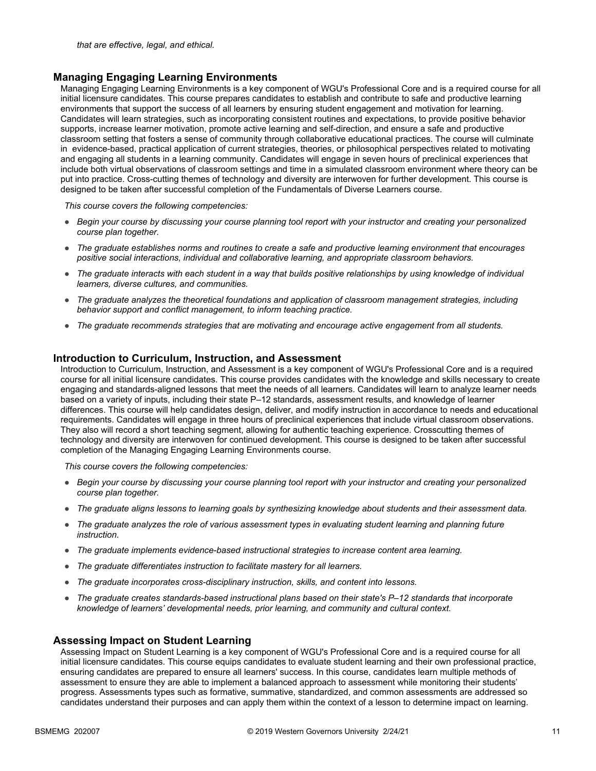*that are effective, legal, and ethical.*

### Managing Engaging Learning Environments

Managing Engaging Learning Environments is a key component of WGU's Professional Core and is a required course for all initial licensure candidates. This course prepares candidates to establish and contribute to safe and productive learning environments that support the success of all learners by ensuring student engagement and motivation for learning. Candidates will learn strategies, such as incorporating consistent routines and expectations, to provide positive behavior supports, increase learner motivation, promote active learning and self-direction, and ensure a safe and productive classroom setting that fosters a sense of community through collaborative educational practices. The course will culminate in evidence-based, practical application of current strategies, theories, or philosophical perspectives related to motivating and engaging all students in a learning community. Candidates will engage in seven hours of preclinical experiences that include both virtual observations of classroom settings and time in a simulated classroom environment where theory can be put into practice. Cross-cutting themes of technology and diversity are interwoven for further development. This course is designed to be taken after successful completion of the Fundamentals of Diverse Learners course.

*This course covers the following competencies:*

- *Begin your course by discussing your course planning tool report with your instructor and creating your personalized course plan together.*
- *The graduate establishes norms and routines to create a safe and productive learning environment that encourages positive social interactions, individual and collaborative learning, and appropriate classroom behaviors.*
- *The graduate interacts with each student in a way that builds positive relationships by using knowledge of individual learners, diverse cultures, and communities.*
- *The graduate analyzes the theoretical foundations and application of classroom management strategies, including behavior support and conflict management, to inform teaching practice.*
- *The graduate recommends strategies that are motivating and encourage active engagement from all students.*

### Introduction to Curriculum, Instruction, and Assessment

Introduction to Curriculum, Instruction, and Assessment is a key component of WGU's Professional Core and is a required course for all initial licensure candidates. This course provides candidates with the knowledge and skills necessary to create engaging and standards-aligned lessons that meet the needs of all learners. Candidates will learn to analyze learner needs based on a variety of inputs, including their state P–12 standards, assessment results, and knowledge of learner differences. This course will help candidates design, deliver, and modify instruction in accordance to needs and educational requirements. Candidates will engage in three hours of preclinical experiences that include virtual classroom observations. They also will record a short teaching segment, allowing for authentic teaching experience. Crosscutting themes of technology and diversity are interwoven for continued development. This course is designed to be taken after successful completion of the Managing Engaging Learning Environments course.

*This course covers the following competencies:*

- *Begin your course by discussing your course planning tool report with your instructor and creating your personalized course plan together.*
- *The graduate aligns lessons to learning goals by synthesizing knowledge about students and their assessment data.*
- *The graduate analyzes the role of various assessment types in evaluating student learning and planning future instruction.*
- *The graduate implements evidence-based instructional strategies to increase content area learning.*
- *The graduate differentiates instruction to facilitate mastery for all learners.*
- *The graduate incorporates cross-disciplinary instruction, skills, and content into lessons.*
- *The graduate creates standards-based instructional plans based on their state's P–12 standards that incorporate knowledge of learners' developmental needs, prior learning, and community and cultural context.*

### Assessing Impact on Student Learning

Assessing Impact on Student Learning is a key component of WGU's Professional Core and is a required course for all initial licensure candidates. This course equips candidates to evaluate student learning and their own professional practice, ensuring candidates are prepared to ensure all learners' success. In this course, candidates learn multiple methods of assessment to ensure they are able to implement a balanced approach to assessment while monitoring their students' progress. Assessments types such as formative, summative, standardized, and common assessments are addressed so candidates understand their purposes and can apply them within the context of a lesson to determine impact on learning.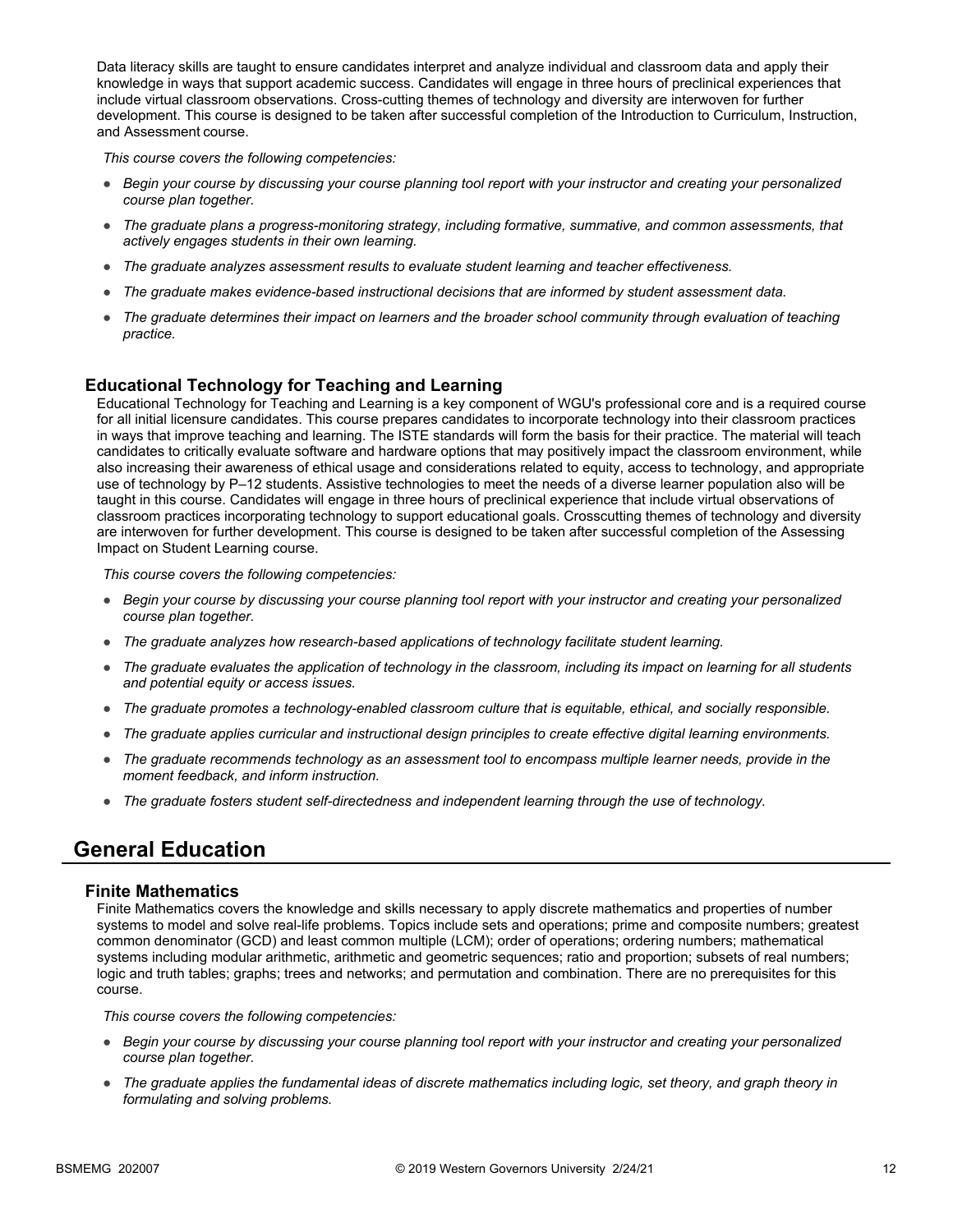Data literacy skills are taught to ensure candidates interpret and analyze individual and classroom data and apply their knowledge in ways that support academic success. Candidates will engage in three hours of preclinical experiences that include virtual classroom observations. Cross-cutting themes of technology and diversity are interwoven for further development. This course is designed to be taken after successful completion of the Introduction to Curriculum, Instruction, and Assessment course.

*This course covers the following competencies:*

- *Begin your course by discussing your course planning tool report with your instructor and creating your personalized course plan together.*
- *The graduate plans a progress-monitoring strategy, including formative, summative, and common assessments, that actively engages students in their own learning.*
- *The graduate analyzes assessment results to evaluate student learning and teacher effectiveness.*
- *The graduate makes evidence-based instructional decisions that are informed by student assessment data.*
- *The graduate determines their impact on learners and the broader school community through evaluation of teaching practice.*

### Educational Technology for Teaching and Learning

Educational Technology for Teaching and Learning is a key component of WGU's professional core and is a required course for all initial licensure candidates. This course prepares candidates to incorporate technology into their classroom practices in ways that improve teaching and learning. The ISTE standards will form the basis for their practice. The material will teach candidates to critically evaluate software and hardware options that may positively impact the classroom environment, while also increasing their awareness of ethical usage and considerations related to equity, access to technology, and appropriate use of technology by P–12 students. Assistive technologies to meet the needs of a diverse learner population also will be taught in this course. Candidates will engage in three hours of preclinical experience that include virtual observations of classroom practices incorporating technology to support educational goals. Crosscutting themes of technology and diversity are interwoven for further development. This course is designed to be taken after successful completion of the Assessing Impact on Student Learning course.

*This course covers the following competencies:*

- *Begin your course by discussing your course planning tool report with your instructor and creating your personalized course plan together.*
- *The graduate analyzes how research-based applications of technology facilitate student learning.*
- *The graduate evaluates the application of technology in the classroom, including its impact on learning for all students and potential equity or access issues.*
- *The graduate promotes a technology-enabled classroom culture that is equitable, ethical, and socially responsible.*
- *The graduate applies curricular and instructional design principles to create effective digital learning environments.*
- *The graduate recommends technology as an assessment tool to encompass multiple learner needs, provide in the moment feedback, and inform instruction.*
- *The graduate fosters student self-directedness and independent learning through the use of technology.*

## General Education

### Finite Mathematics

Finite Mathematics covers the knowledge and skills necessary to apply discrete mathematics and properties of number systems to model and solve real-life problems. Topics include sets and operations; prime and composite numbers; greatest common denominator (GCD) and least common multiple (LCM); order of operations; ordering numbers; mathematical systems including modular arithmetic, arithmetic and geometric sequences; ratio and proportion; subsets of real numbers; logic and truth tables; graphs; trees and networks; and permutation and combination. There are no prerequisites for this course.

*This course covers the following competencies:*

- *Begin your course by discussing your course planning tool report with your instructor and creating your personalized course plan together.*
- *The graduate applies the fundamental ideas of discrete mathematics including logic, set theory, and graph theory in formulating and solving problems.*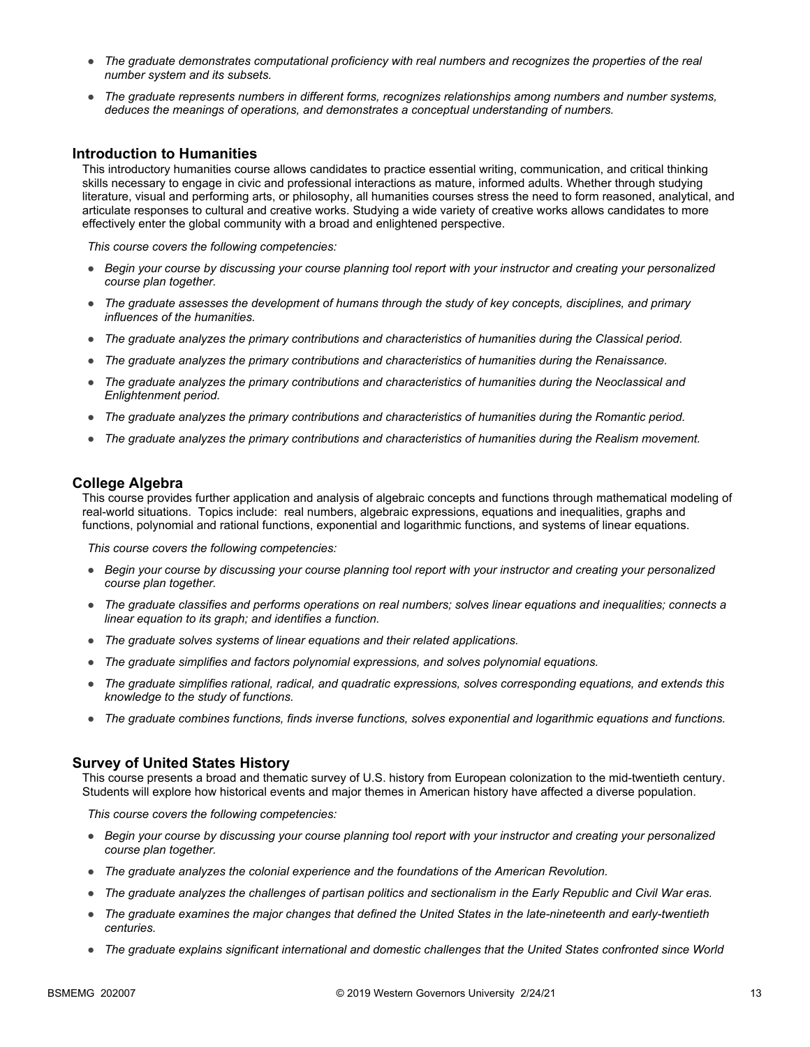- *The graduate demonstrates computational proficiency with real numbers and recognizes the properties of the real number system and its subsets.*
- *The graduate represents numbers in different forms, recognizes relationships among numbers and number systems, deduces the meanings of operations, and demonstrates a conceptual understanding of numbers.*

### Introduction to Humanities

This introductory humanities course allows candidates to practice essential writing, communication, and critical thinking skills necessary to engage in civic and professional interactions as mature, informed adults. Whether through studying literature, visual and performing arts, or philosophy, all humanities courses stress the need to form reasoned, analytical, and articulate responses to cultural and creative works. Studying a wide variety of creative works allows candidates to more effectively enter the global community with a broad and enlightened perspective.

*This course covers the following competencies:*

- *Begin your course by discussing your course planning tool report with your instructor and creating your personalized course plan together.*
- *The graduate assesses the development of humans through the study of key concepts, disciplines, and primary influences of the humanities.*
- *The graduate analyzes the primary contributions and characteristics of humanities during the Classical period.*
- *The graduate analyzes the primary contributions and characteristics of humanities during the Renaissance.*
- *The graduate analyzes the primary contributions and characteristics of humanities during the Neoclassical and Enlightenment period.*
- *The graduate analyzes the primary contributions and characteristics of humanities during the Romantic period.*
- *The graduate analyzes the primary contributions and characteristics of humanities during the Realism movement.*

### College Algebra

This course provides further application and analysis of algebraic concepts and functions through mathematical modeling of real-world situations. Topics include: real numbers, algebraic expressions, equations and inequalities, graphs and functions, polynomial and rational functions, exponential and logarithmic functions, and systems of linear equations.

*This course covers the following competencies:*

- *Begin your course by discussing your course planning tool report with your instructor and creating your personalized course plan together.*
- *The graduate classifies and performs operations on real numbers; solves linear equations and inequalities; connects a linear equation to its graph; and identifies a function.*
- *The graduate solves systems of linear equations and their related applications.*
- *The graduate simplifies and factors polynomial expressions, and solves polynomial equations.*
- *The graduate simplifies rational, radical, and quadratic expressions, solves corresponding equations, and extends this knowledge to the study of functions.*
- *The graduate combines functions, finds inverse functions, solves exponential and logarithmic equations and functions.*

### Survey of United States History

This course presents a broad and thematic survey of U.S. history from European colonization to the mid-twentieth century. Students will explore how historical events and major themes in American history have affected a diverse population.

*This course covers the following competencies:*

- *Begin your course by discussing your course planning tool report with your instructor and creating your personalized course plan together.*
- *The graduate analyzes the colonial experience and the foundations of the American Revolution.*
- *The graduate analyzes the challenges of partisan politics and sectionalism in the Early Republic and Civil War eras.*
- *The graduate examines the major changes that defined the United States in the late-nineteenth and early-twentieth centuries.*
- *The graduate explains significant international and domestic challenges that the United States confronted since World*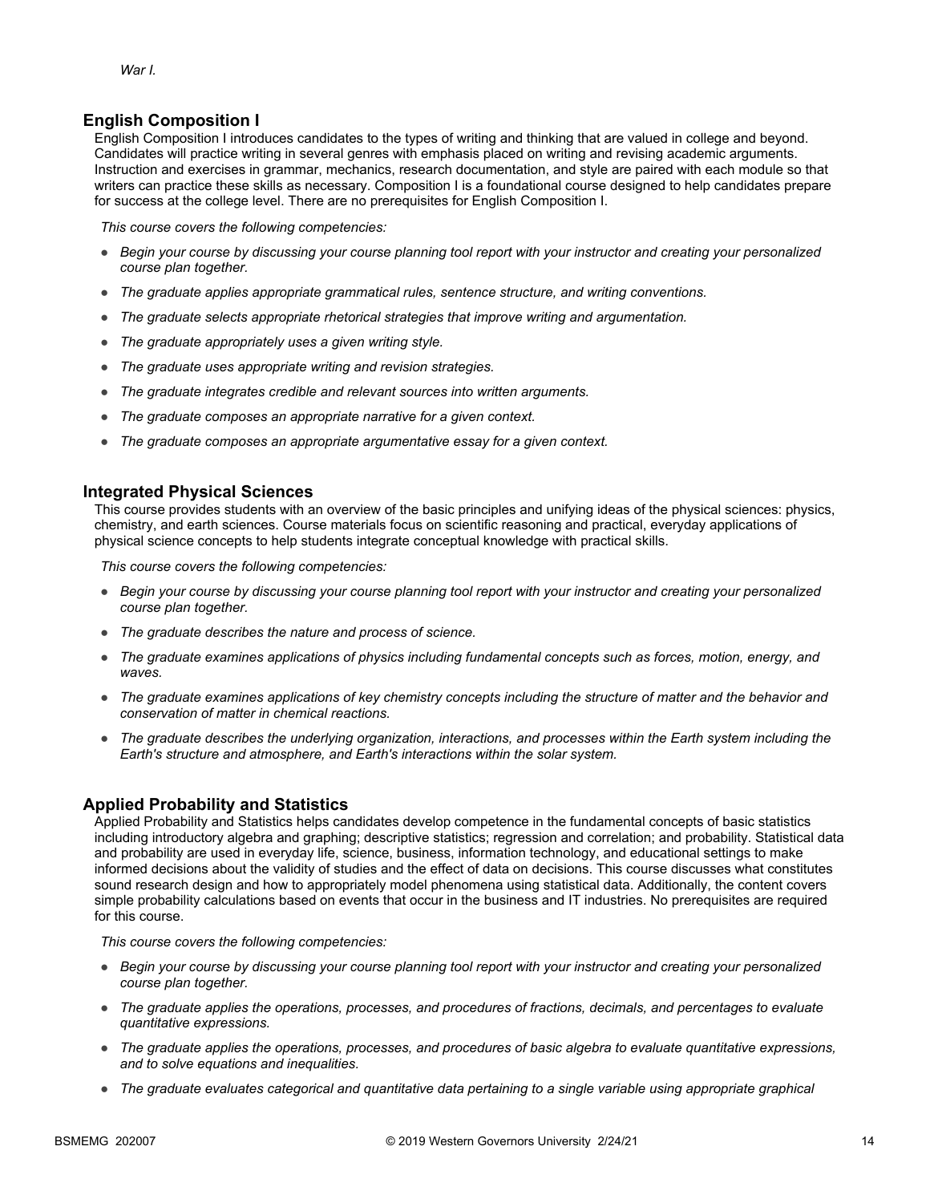*War I.*

## English Composition I

English Composition I introduces candidates to the types of writing and thinking that are valued in college and beyond. Candidates will practice writing in several genres with emphasis placed on writing and revising academic arguments. Instruction and exercises in grammar, mechanics, research documentation, and style are paired with each module so that writers can practice these skills as necessary. Composition I is a foundational course designed to help candidates prepare for success at the college level. There are no prerequisites for English Composition I.

*This course covers the following competencies:*

- *Begin your course by discussing your course planning tool report with your instructor and creating your personalized course plan together.*
- *The graduate applies appropriate grammatical rules, sentence structure, and writing conventions.*
- *The graduate selects appropriate rhetorical strategies that improve writing and argumentation.*
- *The graduate appropriately uses a given writing style.*
- *The graduate uses appropriate writing and revision strategies.*
- *The graduate integrates credible and relevant sources into written arguments.*
- *The graduate composes an appropriate narrative for a given context.*
- *The graduate composes an appropriate argumentative essay for a given context.*

## Integrated Physical Sciences

This course provides students with an overview of the basic principles and unifying ideas of the physical sciences: physics, chemistry, and earth sciences. Course materials focus on scientific reasoning and practical, everyday applications of physical science concepts to help students integrate conceptual knowledge with practical skills.

*This course covers the following competencies:*

- *Begin your course by discussing your course planning tool report with your instructor and creating your personalized course plan together.*
- *The graduate describes the nature and process of science.*
- *The graduate examines applications of physics including fundamental concepts such as forces, motion, energy, and waves.*
- *The graduate examines applications of key chemistry concepts including the structure of matter and the behavior and conservation of matter in chemical reactions.*
- *The graduate describes the underlying organization, interactions, and processes within the Earth system including the Earth's structure and atmosphere, and Earth's interactions within the solar system.*

## Applied Probability and Statistics

Applied Probability and Statistics helps candidates develop competence in the fundamental concepts of basic statistics including introductory algebra and graphing; descriptive statistics; regression and correlation; and probability. Statistical data and probability are used in everyday life, science, business, information technology, and educational settings to make informed decisions about the validity of studies and the effect of data on decisions. This course discusses what constitutes sound research design and how to appropriately model phenomena using statistical data. Additionally, the content covers simple probability calculations based on events that occur in the business and IT industries. No prerequisites are required for this course.

*This course covers the following competencies:*

- *Begin your course by discussing your course planning tool report with your instructor and creating your personalized course plan together.*
- *The graduate applies the operations, processes, and procedures of fractions, decimals, and percentages to evaluate quantitative expressions.*
- *The graduate applies the operations, processes, and procedures of basic algebra to evaluate quantitative expressions, and to solve equations and inequalities.*
- *The graduate evaluates categorical and quantitative data pertaining to a single variable using appropriate graphical*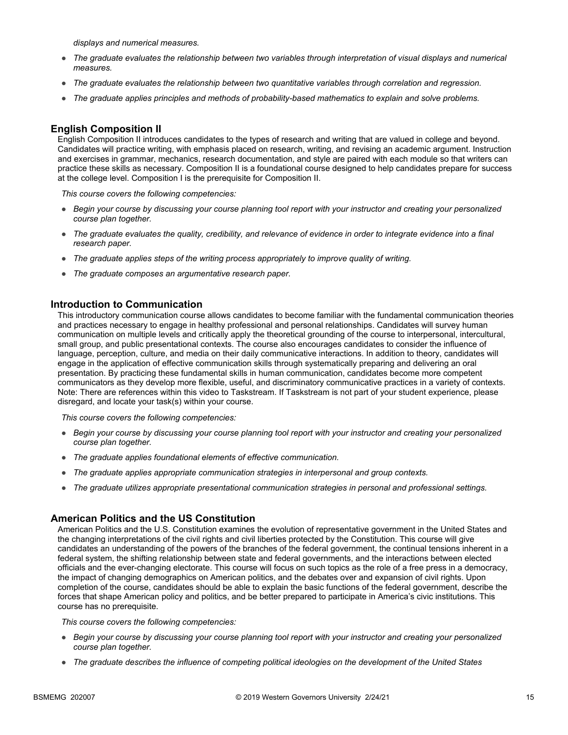*displays and numerical measures.*

- *The graduate evaluates the relationship between two variables through interpretation of visual displays and numerical measures.*
- *The graduate evaluates the relationship between two quantitative variables through correlation and regression.*
- *The graduate applies principles and methods of probability-based mathematics to explain and solve problems.*

### English Composition II

English Composition II introduces candidates to the types of research and writing that are valued in college and beyond. Candidates will practice writing, with emphasis placed on research, writing, and revising an academic argument. Instruction and exercises in grammar, mechanics, research documentation, and style are paired with each module so that writers can practice these skills as necessary. Composition II is a foundational course designed to help candidates prepare for success at the college level. Composition I is the prerequisite for Composition II.

*This course covers the following competencies:*

- *Begin your course by discussing your course planning tool report with your instructor and creating your personalized course plan together.*
- *The graduate evaluates the quality, credibility, and relevance of evidence in order to integrate evidence into a final research paper.*
- *The graduate applies steps of the writing process appropriately to improve quality of writing.*
- *The graduate composes an argumentative research paper.*

### Introduction to Communication

This introductory communication course allows candidates to become familiar with the fundamental communication theories and practices necessary to engage in healthy professional and personal relationships. Candidates will survey human communication on multiple levels and critically apply the theoretical grounding of the course to interpersonal, intercultural, small group, and public presentational contexts. The course also encourages candidates to consider the influence of language, perception, culture, and media on their daily communicative interactions. In addition to theory, candidates will engage in the application of effective communication skills through systematically preparing and delivering an oral presentation. By practicing these fundamental skills in human communication, candidates become more competent communicators as they develop more flexible, useful, and discriminatory communicative practices in a variety of contexts. Note: There are references within this video to Taskstream. If Taskstream is not part of your student experience, please disregard, and locate your task(s) within your course.

*This course covers the following competencies:*

- *Begin your course by discussing your course planning tool report with your instructor and creating your personalized course plan together.*
- *The graduate applies foundational elements of effective communication.*
- *The graduate applies appropriate communication strategies in interpersonal and group contexts.*
- *The graduate utilizes appropriate presentational communication strategies in personal and professional settings.*

### American Politics and the US Constitution

American Politics and the U.S. Constitution examines the evolution of representative government in the United States and the changing interpretations of the civil rights and civil liberties protected by the Constitution. This course will give candidates an understanding of the powers of the branches of the federal government, the continual tensions inherent in a federal system, the shifting relationship between state and federal governments, and the interactions between elected officials and the ever-changing electorate. This course will focus on such topics as the role of a free press in a democracy, the impact of changing demographics on American politics, and the debates over and expansion of civil rights. Upon completion of the course, candidates should be able to explain the basic functions of the federal government, describe the forces that shape American policy and politics, and be better prepared to participate in America's civic institutions. This course has no prerequisite.

*This course covers the following competencies:*

- *Begin your course by discussing your course planning tool report with your instructor and creating your personalized course plan together.*
- *The graduate describes the influence of competing political ideologies on the development of the United States*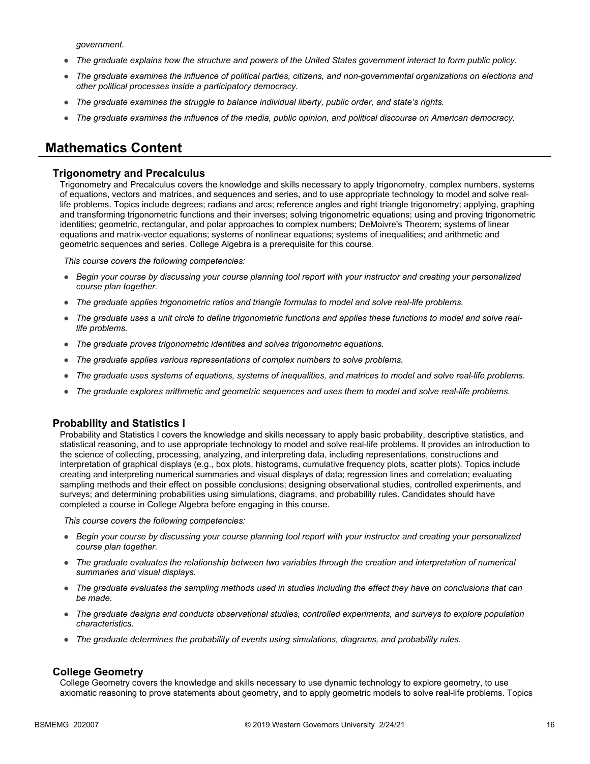*government.*

- *The graduate explains how the structure and powers of the United States government interact to form public policy.*
- *The graduate examines the influence of political parties, citizens, and non-governmental organizations on elections and other political processes inside a participatory democracy.*
- *The graduate examines the struggle to balance individual liberty, public order, and state's rights.*
- *The graduate examines the influence of the media, public opinion, and political discourse on American democracy.*

## Mathematics Content

### Trigonometry and Precalculus

Trigonometry and Precalculus covers the knowledge and skills necessary to apply trigonometry, complex numbers, systems of equations, vectors and matrices, and sequences and series, and to use appropriate technology to model and solve real-life problems. Topics include degrees; radians and arcs; reference angles and right triangle trigonometry; applying, graphing and transforming trigonometric functions and their inverses; solving trigonometric equations; using and proving trigonometric identities; geometric, rectangular, and polar approaches to complex numbers; DeMoivre's Theorem; systems of linear equations and matrix-vector equations; systems of nonlinear equations; systems of inequalities; and arithmetic and geometric sequences and series. College Algebra is a prerequisite for this course.

*This course covers the following competencies:*

- *Begin your course by discussing your course planning tool report with your instructor and creating your personalized course plan together.*
- *The graduate applies trigonometric ratios and triangle formulas to model and solve real-life problems.*
- *The graduate uses a unit circle to define trigonometric functions and applies these functions to model and solve real-life problems.*
- *The graduate proves trigonometric identities and solves trigonometric equations.*
- *The graduate applies various representations of complex numbers to solve problems.*
- *The graduate uses systems of equations, systems of inequalities, and matrices to model and solve real-life problems.*
- *The graduate explores arithmetic and geometric sequences and uses them to model and solve real-life problems.*

### Probability and Statistics I

Probability and Statistics I covers the knowledge and skills necessary to apply basic probability, descriptive statistics, and statistical reasoning, and to use appropriate technology to model and solve real-life problems. It provides an introduction to the science of collecting, processing, analyzing, and interpreting data, including representations, constructions and interpretation of graphical displays (e.g., box plots, histograms, cumulative frequency plots, scatter plots). Topics include creating and interpreting numerical summaries and visual displays of data; regression lines and correlation; evaluating sampling methods and their effect on possible conclusions; designing observational studies, controlled experiments, and surveys; and determining probabilities using simulations, diagrams, and probability rules. Candidates should have completed a course in College Algebra before engaging in this course.

*This course covers the following competencies:*

- *Begin your course by discussing your course planning tool report with your instructor and creating your personalized course plan together.*
- *The graduate evaluates the relationship between two variables through the creation and interpretation of numerical summaries and visual displays.*
- *The graduate evaluates the sampling methods used in studies including the effect they have on conclusions that can be made.*
- *The graduate designs and conducts observational studies, controlled experiments, and surveys to explore population characteristics.*
- *The graduate determines the probability of events using simulations, diagrams, and probability rules.*

### College Geometry

College Geometry covers the knowledge and skills necessary to use dynamic technology to explore geometry, to use axiomatic reasoning to prove statements about geometry, and to apply geometric models to solve real-life problems. Topics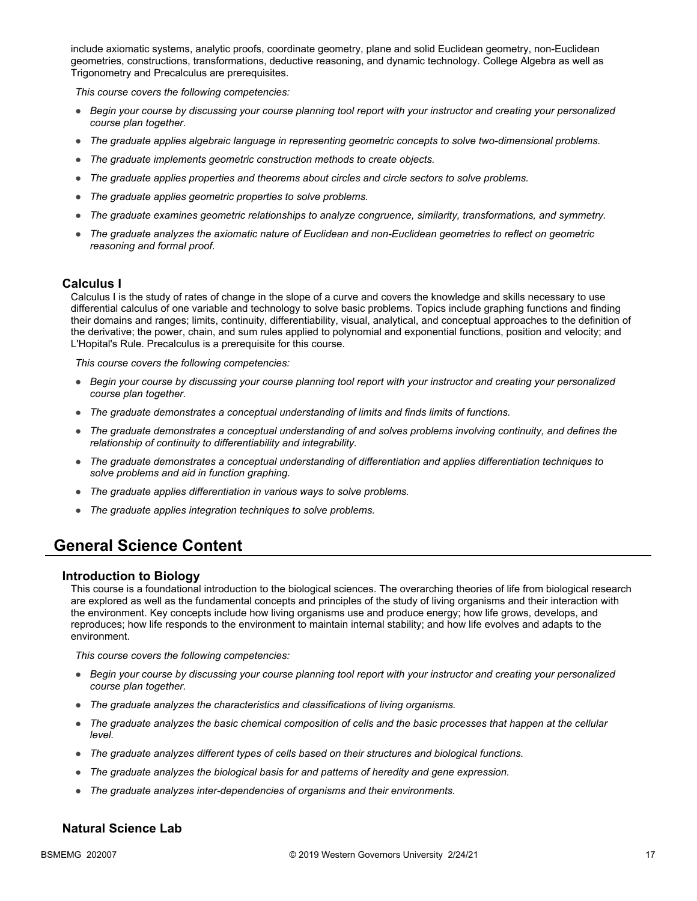include axiomatic systems, analytic proofs, coordinate geometry, plane and solid Euclidean geometry, non-Euclidean geometries, constructions, transformations, deductive reasoning, and dynamic technology. College Algebra as well as Trigonometry and Precalculus are prerequisites.

*This course covers the following competencies:*

- *Begin your course by discussing your course planning tool report with your instructor and creating your personalized course plan together.*
- *The graduate applies algebraic language in representing geometric concepts to solve two-dimensional problems.*
- *The graduate implements geometric construction methods to create objects.*
- *The graduate applies properties and theorems about circles and circle sectors to solve problems.*
- *The graduate applies geometric properties to solve problems.*
- *The graduate examines geometric relationships to analyze congruence, similarity, transformations, and symmetry.*
- *The graduate analyzes the axiomatic nature of Euclidean and non-Euclidean geometries to reflect on geometric reasoning and formal proof.*

### Calculus I

Calculus I is the study of rates of change in the slope of a curve and covers the knowledge and skills necessary to use differential calculus of one variable and technology to solve basic problems. Topics include graphing functions and finding their domains and ranges; limits, continuity, differentiability, visual, analytical, and conceptual approaches to the definition of the derivative; the power, chain, and sum rules applied to polynomial and exponential functions, position and velocity; and L'Hopital's Rule. Precalculus is a prerequisite for this course.

*This course covers the following competencies:*

- *Begin your course by discussing your course planning tool report with your instructor and creating your personalized course plan together.*
- *The graduate demonstrates a conceptual understanding of limits and finds limits of functions.*
- *The graduate demonstrates a conceptual understanding of and solves problems involving continuity, and defines the relationship of continuity to differentiability and integrability.*
- *The graduate demonstrates a conceptual understanding of differentiation and applies differentiation techniques to solve problems and aid in function graphing.*
- *The graduate applies differentiation in various ways to solve problems.*
- *The graduate applies integration techniques to solve problems.*

## General Science Content

### Introduction to Biology

This course is a foundational introduction to the biological sciences. The overarching theories of life from biological research are explored as well as the fundamental concepts and principles of the study of living organisms and their interaction with the environment. Key concepts include how living organisms use and produce energy; how life grows, develops, and reproduces; how life responds to the environment to maintain internal stability; and how life evolves and adapts to the environment.

*This course covers the following competencies:*

- *Begin your course by discussing your course planning tool report with your instructor and creating your personalized course plan together.*
- *The graduate analyzes the characteristics and classifications of living organisms.*
- *The graduate analyzes the basic chemical composition of cells and the basic processes that happen at the cellular level.*
- *The graduate analyzes different types of cells based on their structures and biological functions.*
- *The graduate analyzes the biological basis for and patterns of heredity and gene expression.*
- *The graduate analyzes inter-dependencies of organisms and their environments.*

### Natural Science Lab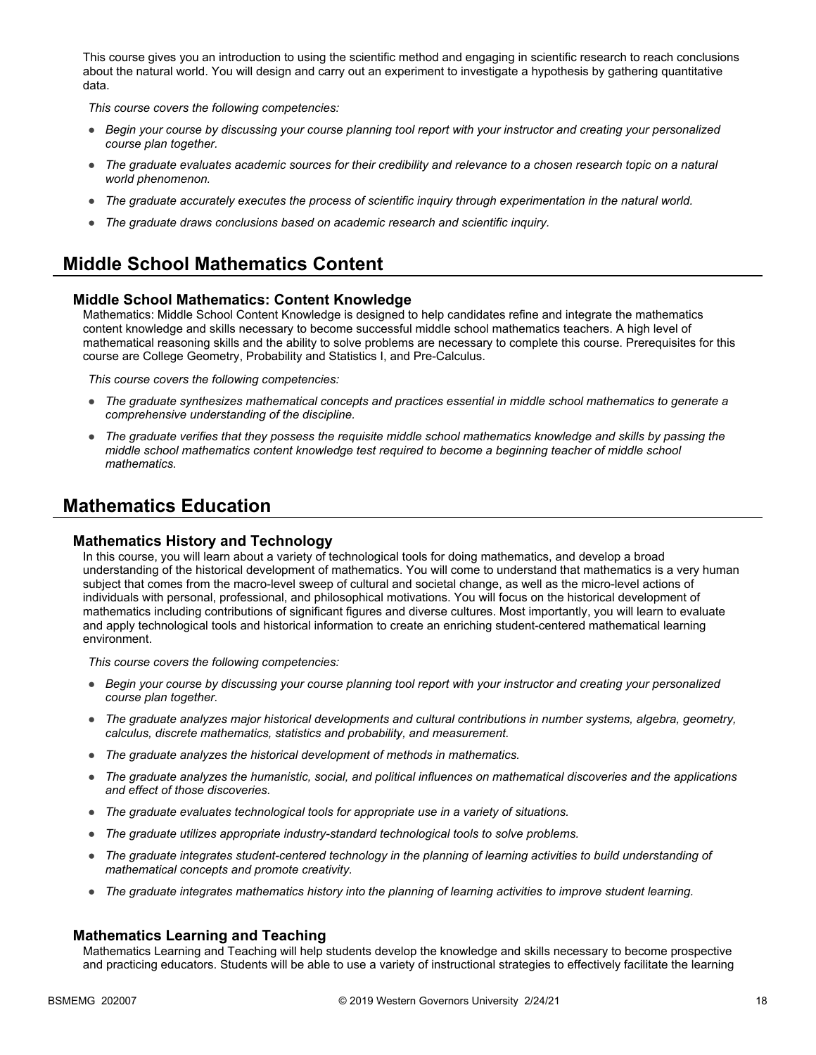This course gives you an introduction to using the scientific method and engaging in scientific research to reach conclusions about the natural world. You will design and carry out an experiment to investigate a hypothesis by gathering quantitative data.

*This course covers the following competencies:*

- *Begin your course by discussing your course planning tool report with your instructor and creating your personalized course plan together.*
- *The graduate evaluates academic sources for their credibility and relevance to a chosen research topic on a natural world phenomenon.*
- *The graduate accurately executes the process of scientific inquiry through experimentation in the natural world.*
- *The graduate draws conclusions based on academic research and scientific inquiry.*

## Middle School Mathematics Content

### Middle School Mathematics: Content Knowledge

Mathematics: Middle School Content Knowledge is designed to help candidates refine and integrate the mathematics content knowledge and skills necessary to become successful middle school mathematics teachers. A high level of mathematical reasoning skills and the ability to solve problems are necessary to complete this course. Prerequisites for this course are College Geometry, Probability and Statistics I, and Pre-Calculus.

*This course covers the following competencies:*

- *The graduate synthesizes mathematical concepts and practices essential in middle school mathematics to generate a comprehensive understanding of the discipline.*
- *The graduate verifies that they possess the requisite middle school mathematics knowledge and skills by passing the middle school mathematics content knowledge test required to become a beginning teacher of middle school mathematics.*

## Mathematics Education

### Mathematics History and Technology

In this course, you will learn about a variety of technological tools for doing mathematics, and develop a broad understanding of the historical development of mathematics. You will come to understand that mathematics is a very human subject that comes from the macro-level sweep of cultural and societal change, as well as the micro-level actions of individuals with personal, professional, and philosophical motivations. You will focus on the historical development of mathematics including contributions of significant figures and diverse cultures. Most importantly, you will learn to evaluate and apply technological tools and historical information to create an enriching student-centered mathematical learning environment.

*This course covers the following competencies:*

- *Begin your course by discussing your course planning tool report with your instructor and creating your personalized course plan together.*
- *The graduate analyzes major historical developments and cultural contributions in number systems, algebra, geometry, calculus, discrete mathematics, statistics and probability, and measurement.*
- *The graduate analyzes the historical development of methods in mathematics.*
- *The graduate analyzes the humanistic, social, and political influences on mathematical discoveries and the applications and effect of those discoveries.*
- *The graduate evaluates technological tools for appropriate use in a variety of situations.*
- *The graduate utilizes appropriate industry-standard technological tools to solve problems.*
- *The graduate integrates student-centered technology in the planning of learning activities to build understanding of mathematical concepts and promote creativity.*
- *The graduate integrates mathematics history into the planning of learning activities to improve student learning.*

### Mathematics Learning and Teaching

Mathematics Learning and Teaching will help students develop the knowledge and skills necessary to become prospective and practicing educators. Students will be able to use a variety of instructional strategies to effectively facilitate the learning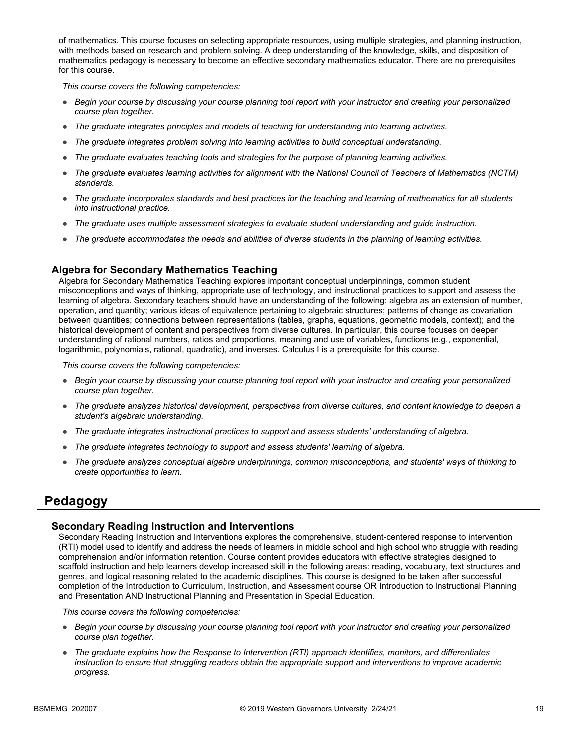of mathematics. This course focuses on selecting appropriate resources, using multiple strategies, and planning instruction, with methods based on research and problem solving. A deep understanding of the knowledge, skills, and disposition of mathematics pedagogy is necessary to become an effective secondary mathematics educator. There are no prerequisites for this course.

*This course covers the following competencies:*

- *Begin your course by discussing your course planning tool report with your instructor and creating your personalized course plan together.*
- *The graduate integrates principles and models of teaching for understanding into learning activities.*
- *The graduate integrates problem solving into learning activities to build conceptual understanding.*
- *The graduate evaluates teaching tools and strategies for the purpose of planning learning activities.*
- *The graduate evaluates learning activities for alignment with the National Council of Teachers of Mathematics (NCTM) standards.*
- *The graduate incorporates standards and best practices for the teaching and learning of mathematics for all students into instructional practice.*
- *The graduate uses multiple assessment strategies to evaluate student understanding and guide instruction.*
- *The graduate accommodates the needs and abilities of diverse students in the planning of learning activities.*

### Algebra for Secondary Mathematics Teaching

Algebra for Secondary Mathematics Teaching explores important conceptual underpinnings, common student misconceptions and ways of thinking, appropriate use of technology, and instructional practices to support and assess the learning of algebra. Secondary teachers should have an understanding of the following: algebra as an extension of number, operation, and quantity; various ideas of equivalence pertaining to algebraic structures; patterns of change as covariation between quantities; connections between representations (tables, graphs, equations, geometric models, context); and the historical development of content and perspectives from diverse cultures. In particular, this course focuses on deeper understanding of rational numbers, ratios and proportions, meaning and use of variables, functions (e.g., exponential, logarithmic, polynomials, rational, quadratic), and inverses. Calculus I is a prerequisite for this course.

*This course covers the following competencies:*

- *Begin your course by discussing your course planning tool report with your instructor and creating your personalized course plan together.*
- *The graduate analyzes historical development, perspectives from diverse cultures, and content knowledge to deepen a student's algebraic understanding.*
- *The graduate integrates instructional practices to support and assess students' understanding of algebra.*
- *The graduate integrates technology to support and assess students' learning of algebra.*
- *The graduate analyzes conceptual algebra underpinnings, common misconceptions, and students' ways of thinking to create opportunities to learn.*

## Pedagogy

### Secondary Reading Instruction and Interventions

Secondary Reading Instruction and Interventions explores the comprehensive, student-centered response to intervention (RTI) model used to identify and address the needs of learners in middle school and high school who struggle with reading comprehension and/or information retention. Course content provides educators with effective strategies designed to scaffold instruction and help learners develop increased skill in the following areas: reading, vocabulary, text structures and genres, and logical reasoning related to the academic disciplines. This course is designed to be taken after successful completion of the Introduction to Curriculum, Instruction, and Assessment course OR Introduction to Instructional Planning and Presentation AND Instructional Planning and Presentation in Special Education.

*This course covers the following competencies:*

- *Begin your course by discussing your course planning tool report with your instructor and creating your personalized course plan together.*
- *The graduate explains how the Response to Intervention (RTI) approach identifies, monitors, and differentiates instruction to ensure that struggling readers obtain the appropriate support and interventions to improve academic progress.*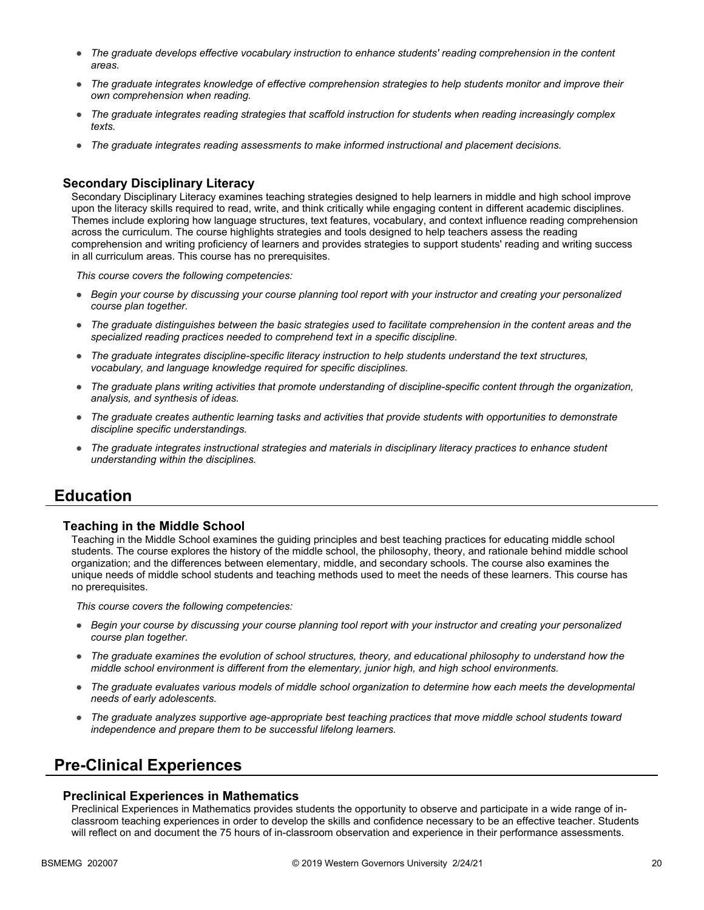- *The graduate develops effective vocabulary instruction to enhance students' reading comprehension in the content areas.*
- *The graduate integrates knowledge of effective comprehension strategies to help students monitor and improve their own comprehension when reading.*
- *The graduate integrates reading strategies that scaffold instruction for students when reading increasingly complex texts.*
- *The graduate integrates reading assessments to make informed instructional and placement decisions.*

### Secondary Disciplinary Literacy

Secondary Disciplinary Literacy examines teaching strategies designed to help learners in middle and high school improve upon the literacy skills required to read, write, and think critically while engaging content in different academic disciplines. Themes include exploring how language structures, text features, vocabulary, and context influence reading comprehension across the curriculum. The course highlights strategies and tools designed to help teachers assess the reading comprehension and writing proficiency of learners and provides strategies to support students' reading and writing success in all curriculum areas. This course has no prerequisites.

*This course covers the following competencies:*

- *Begin your course by discussing your course planning tool report with your instructor and creating your personalized course plan together.*
- *The graduate distinguishes between the basic strategies used to facilitate comprehension in the content areas and the specialized reading practices needed to comprehend text in a specific discipline.*
- *The graduate integrates discipline-specific literacy instruction to help students understand the text structures, vocabulary, and language knowledge required for specific disciplines.*
- *The graduate plans writing activities that promote understanding of discipline-specific content through the organization, analysis, and synthesis of ideas.*
- *The graduate creates authentic learning tasks and activities that provide students with opportunities to demonstrate discipline specific understandings.*
- *The graduate integrates instructional strategies and materials in disciplinary literacy practices to enhance student understanding within the disciplines.*

## Education

### Teaching in the Middle School

Teaching in the Middle School examines the guiding principles and best teaching practices for educating middle school students. The course explores the history of the middle school, the philosophy, theory, and rationale behind middle school organization; and the differences between elementary, middle, and secondary schools. The course also examines the unique needs of middle school students and teaching methods used to meet the needs of these learners. This course has no prerequisites.

*This course covers the following competencies:*

- *Begin your course by discussing your course planning tool report with your instructor and creating your personalized course plan together.*
- *The graduate examines the evolution of school structures, theory, and educational philosophy to understand how the middle school environment is different from the elementary, junior high, and high school environments.*
- *The graduate evaluates various models of middle school organization to determine how each meets the developmental needs of early adolescents.*
- *The graduate analyzes supportive age-appropriate best teaching practices that move middle school students toward independence and prepare them to be successful lifelong learners.*

## Pre-Clinical Experiences

### Preclinical Experiences in Mathematics

Preclinical Experiences in Mathematics provides students the opportunity to observe and participate in a wide range of in-classroom teaching experiences in order to develop the skills and confidence necessary to be an effective teacher. Students will reflect on and document the 75 hours of in-classroom observation and experience in their performance assessments.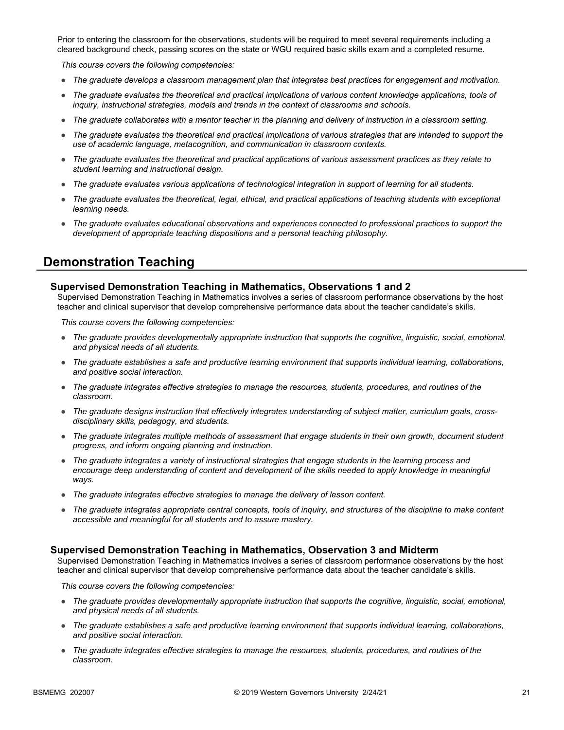Prior to entering the classroom for the observations, students will be required to meet several requirements including a cleared background check, passing scores on the state or WGU required basic skills exam and a completed resume.

*This course covers the following competencies:*

- *The graduate develops a classroom management plan that integrates best practices for engagement and motivation.*
- *The graduate evaluates the theoretical and practical implications of various content knowledge applications, tools of inquiry, instructional strategies, models and trends in the context of classrooms and schools.*
- *The graduate collaborates with a mentor teacher in the planning and delivery of instruction in a classroom setting.*
- *The graduate evaluates the theoretical and practical implications of various strategies that are intended to support the use of academic language, metacognition, and communication in classroom contexts.*
- *The graduate evaluates the theoretical and practical applications of various assessment practices as they relate to student learning and instructional design.*
- *The graduate evaluates various applications of technological integration in support of learning for all students.*
- *The graduate evaluates the theoretical, legal, ethical, and practical applications of teaching students with exceptional learning needs.*
- *The graduate evaluates educational observations and experiences connected to professional practices to support the development of appropriate teaching dispositions and a personal teaching philosophy.*

## Demonstration Teaching

### Supervised Demonstration Teaching in Mathematics, Observations 1 and 2

Supervised Demonstration Teaching in Mathematics involves a series of classroom performance observations by the host teacher and clinical supervisor that develop comprehensive performance data about the teacher candidate's skills.

*This course covers the following competencies:*

- *The graduate provides developmentally appropriate instruction that supports the cognitive, linguistic, social, emotional, and physical needs of all students.*
- *The graduate establishes a safe and productive learning environment that supports individual learning, collaborations, and positive social interaction.*
- *The graduate integrates effective strategies to manage the resources, students, procedures, and routines of the classroom.*
- *The graduate designs instruction that effectively integrates understanding of subject matter, curriculum goals, cross-disciplinary skills, pedagogy, and students.*
- *The graduate integrates multiple methods of assessment that engage students in their own growth, document student progress, and inform ongoing planning and instruction.*
- *The graduate integrates a variety of instructional strategies that engage students in the learning process and encourage deep understanding of content and development of the skills needed to apply knowledge in meaningful ways.*
- *The graduate integrates effective strategies to manage the delivery of lesson content.*
- *The graduate integrates appropriate central concepts, tools of inquiry, and structures of the discipline to make content accessible and meaningful for all students and to assure mastery.*

### Supervised Demonstration Teaching in Mathematics, Observation 3 and Midterm

Supervised Demonstration Teaching in Mathematics involves a series of classroom performance observations by the host teacher and clinical supervisor that develop comprehensive performance data about the teacher candidate's skills.

*This course covers the following competencies:*

- *The graduate provides developmentally appropriate instruction that supports the cognitive, linguistic, social, emotional, and physical needs of all students.*
- *The graduate establishes a safe and productive learning environment that supports individual learning, collaborations, and positive social interaction.*
- *The graduate integrates effective strategies to manage the resources, students, procedures, and routines of the classroom.*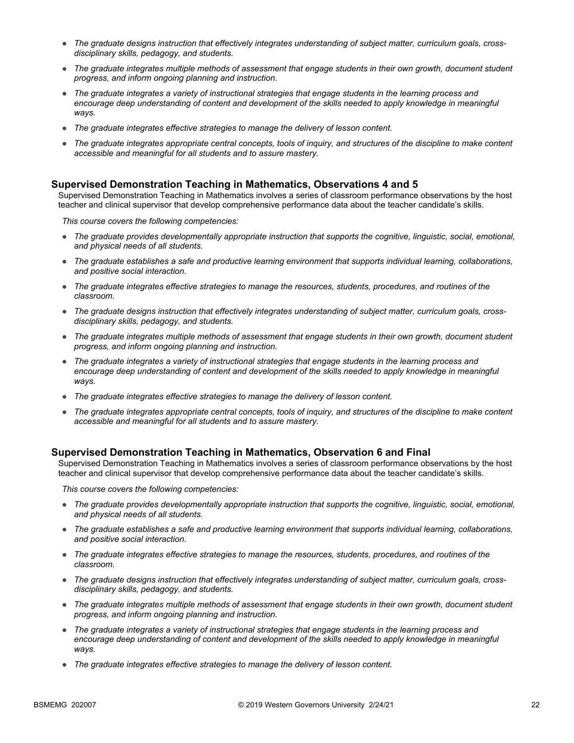- *The graduate designs instruction that effectively integrates understanding of subject matter, curriculum goals, cross-disciplinary skills, pedagogy, and students.*
- *The graduate integrates multiple methods of assessment that engage students in their own growth, document student progress, and inform ongoing planning and instruction.*
- *The graduate integrates a variety of instructional strategies that engage students in the learning process and encourage deep understanding of content and development of the skills needed to apply knowledge in meaningful ways.*
- *The graduate integrates effective strategies to manage the delivery of lesson content.*
- *The graduate integrates appropriate central concepts, tools of inquiry, and structures of the discipline to make content accessible and meaningful for all students and to assure mastery.*

### Supervised Demonstration Teaching in Mathematics, Observations 4 and 5

Supervised Demonstration Teaching in Mathematics involves a series of classroom performance observations by the host teacher and clinical supervisor that develop comprehensive performance data about the teacher candidate's skills.

*This course covers the following competencies:*

- *The graduate provides developmentally appropriate instruction that supports the cognitive, linguistic, social, emotional, and physical needs of all students.*
- *The graduate establishes a safe and productive learning environment that supports individual learning, collaborations, and positive social interaction.*
- *The graduate integrates effective strategies to manage the resources, students, procedures, and routines of the classroom.*
- *The graduate designs instruction that effectively integrates understanding of subject matter, curriculum goals, cross-disciplinary skills, pedagogy, and students.*
- *The graduate integrates multiple methods of assessment that engage students in their own growth, document student progress, and inform ongoing planning and instruction.*
- *The graduate integrates a variety of instructional strategies that engage students in the learning process and encourage deep understanding of content and development of the skills needed to apply knowledge in meaningful ways.*
- *The graduate integrates effective strategies to manage the delivery of lesson content.*
- *The graduate integrates appropriate central concepts, tools of inquiry, and structures of the discipline to make content accessible and meaningful for all students and to assure mastery.*

### Supervised Demonstration Teaching in Mathematics, Observation 6 and Final

Supervised Demonstration Teaching in Mathematics involves a series of classroom performance observations by the host teacher and clinical supervisor that develop comprehensive performance data about the teacher candidate's skills.

*This course covers the following competencies:*

- *The graduate provides developmentally appropriate instruction that supports the cognitive, linguistic, social, emotional, and physical needs of all students.*
- *The graduate establishes a safe and productive learning environment that supports individual learning, collaborations, and positive social interaction.*
- *The graduate integrates effective strategies to manage the resources, students, procedures, and routines of the classroom.*
- *The graduate designs instruction that effectively integrates understanding of subject matter, curriculum goals, cross-disciplinary skills, pedagogy, and students.*
- *The graduate integrates multiple methods of assessment that engage students in their own growth, document student progress, and inform ongoing planning and instruction.*
- *The graduate integrates a variety of instructional strategies that engage students in the learning process and encourage deep understanding of content and development of the skills needed to apply knowledge in meaningful ways.*
- *The graduate integrates effective strategies to manage the delivery of lesson content.*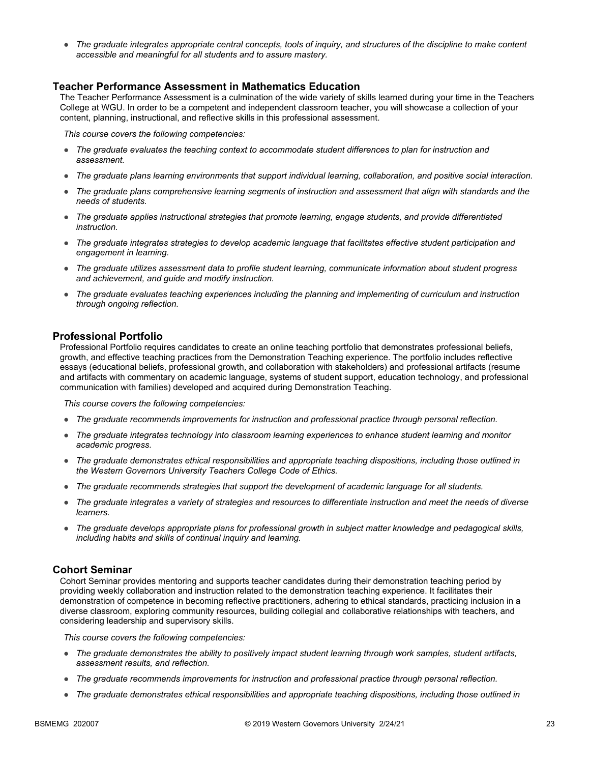- *The graduate integrates appropriate central concepts, tools of inquiry, and structures of the discipline to make content accessible and meaningful for all students and to assure mastery.*

### Teacher Performance Assessment in Mathematics Education

The Teacher Performance Assessment is a culmination of the wide variety of skills learned during your time in the Teachers College at WGU. In order to be a competent and independent classroom teacher, you will showcase a collection of your content, planning, instructional, and reflective skills in this professional assessment.

*This course covers the following competencies:*

- *The graduate evaluates the teaching context to accommodate student differences to plan for instruction and assessment.*
- *The graduate plans learning environments that support individual learning, collaboration, and positive social interaction.*
- *The graduate plans comprehensive learning segments of instruction and assessment that align with standards and the needs of students.*
- *The graduate applies instructional strategies that promote learning, engage students, and provide differentiated instruction.*
- *The graduate integrates strategies to develop academic language that facilitates effective student participation and engagement in learning.*
- *The graduate utilizes assessment data to profile student learning, communicate information about student progress and achievement, and guide and modify instruction.*
- *The graduate evaluates teaching experiences including the planning and implementing of curriculum and instruction through ongoing reflection.*

### Professional Portfolio

Professional Portfolio requires candidates to create an online teaching portfolio that demonstrates professional beliefs, growth, and effective teaching practices from the Demonstration Teaching experience. The portfolio includes reflective essays (educational beliefs, professional growth, and collaboration with stakeholders) and professional artifacts (resume and artifacts with commentary on academic language, systems of student support, education technology, and professional communication with families) developed and acquired during Demonstration Teaching.

*This course covers the following competencies:*

- *The graduate recommends improvements for instruction and professional practice through personal reflection.*
- *The graduate integrates technology into classroom learning experiences to enhance student learning and monitor academic progress.*
- *The graduate demonstrates ethical responsibilities and appropriate teaching dispositions, including those outlined in the Western Governors University Teachers College Code of Ethics.*
- *The graduate recommends strategies that support the development of academic language for all students.*
- *The graduate integrates a variety of strategies and resources to differentiate instruction and meet the needs of diverse learners.*
- *The graduate develops appropriate plans for professional growth in subject matter knowledge and pedagogical skills, including habits and skills of continual inquiry and learning.*

### Cohort Seminar

Cohort Seminar provides mentoring and supports teacher candidates during their demonstration teaching period by providing weekly collaboration and instruction related to the demonstration teaching experience. It facilitates their demonstration of competence in becoming reflective practitioners, adhering to ethical standards, practicing inclusion in a diverse classroom, exploring community resources, building collegial and collaborative relationships with teachers, and considering leadership and supervisory skills.

*This course covers the following competencies:*

- *The graduate demonstrates the ability to positively impact student learning through work samples, student artifacts, assessment results, and reflection.*
- *The graduate recommends improvements for instruction and professional practice through personal reflection.*
- *The graduate demonstrates ethical responsibilities and appropriate teaching dispositions, including those outlined in*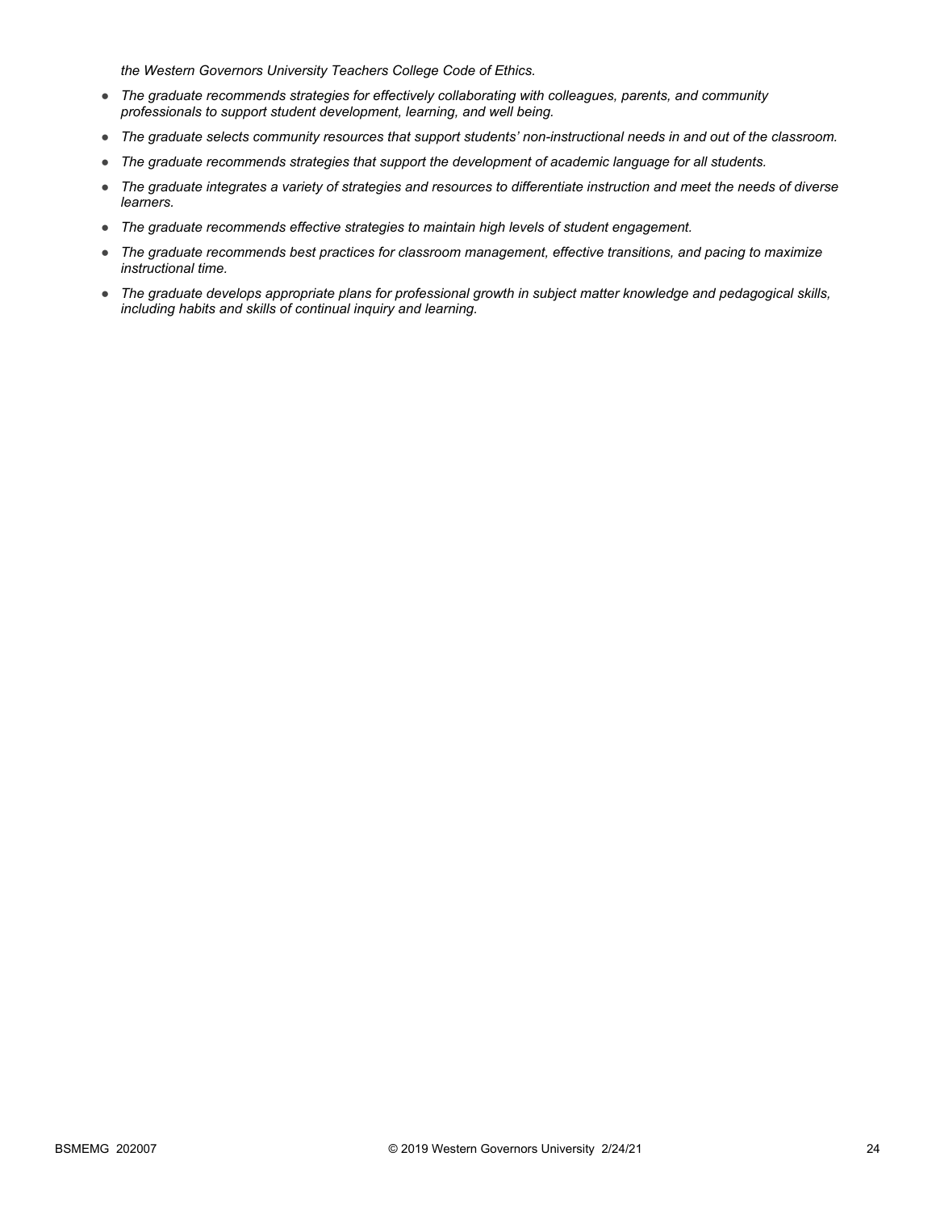*the Western Governors University Teachers College Code of Ethics.*

- *The graduate recommends strategies for effectively collaborating with colleagues, parents, and community professionals to support student development, learning, and well being.*
- *The graduate selects community resources that support students' non-instructional needs in and out of the classroom.*
- *The graduate recommends strategies that support the development of academic language for all students.*
- *The graduate integrates a variety of strategies and resources to differentiate instruction and meet the needs of diverse learners.*
- *The graduate recommends effective strategies to maintain high levels of student engagement.*
- *The graduate recommends best practices for classroom management, effective transitions, and pacing to maximize instructional time.*
- *The graduate develops appropriate plans for professional growth in subject matter knowledge and pedagogical skills, including habits and skills of continual inquiry and learning.*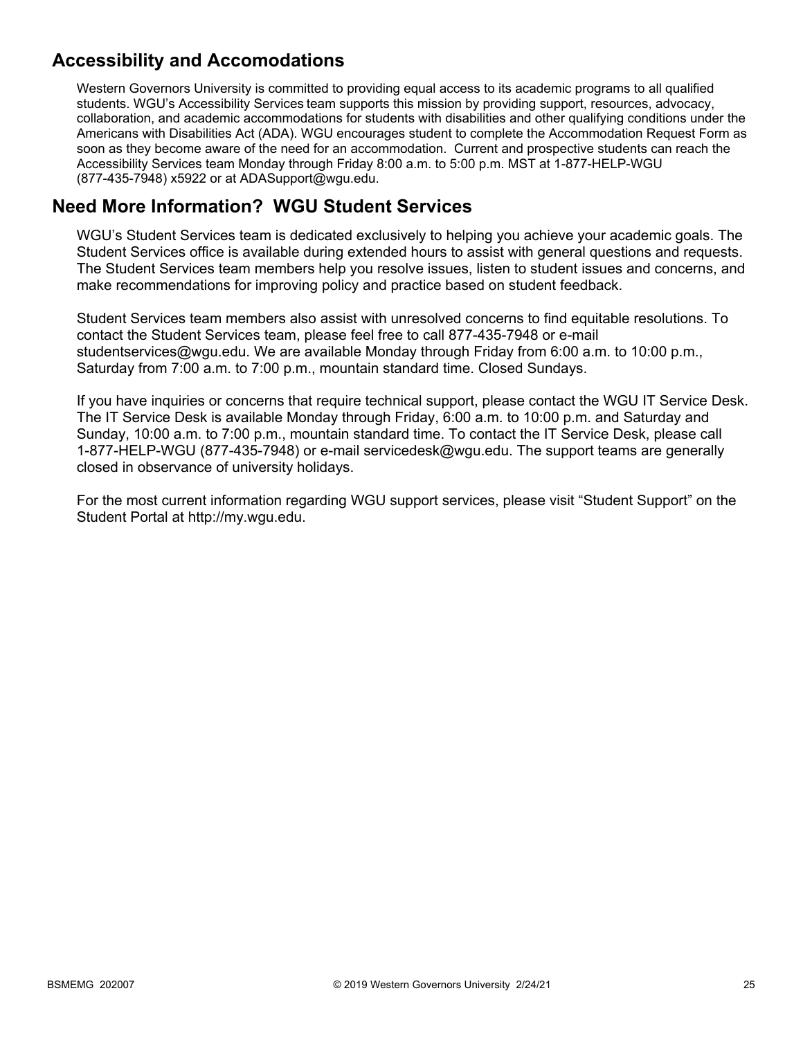## Accessibility and Accomodations

Western Governors University is committed to providing equal access to its academic programs to all qualified students. WGU's Accessibility Services team supports this mission by providing support, resources, advocacy, collaboration, and academic accommodations for students with disabilities and other qualifying conditions under the Americans with Disabilities Act (ADA). WGU encourages student to complete the Accommodation Request Form as soon as they become aware of the need for an accommodation. Current and prospective students can reach the Accessibility Services team Monday through Friday 8:00 a.m. to 5:00 p.m. MST at 1-877-HELP-WGU (877-435-7948) x5922 or at ADASupport@wgu.edu.

## Need More Information? WGU Student Services

WGU's Student Services team is dedicated exclusively to helping you achieve your academic goals. The Student Services office is available during extended hours to assist with general questions and requests. The Student Services team members help you resolve issues, listen to student issues and concerns, and make recommendations for improving policy and practice based on student feedback.

Student Services team members also assist with unresolved concerns to find equitable resolutions. To contact the Student Services team, please feel free to call 877-435-7948 or e-mail studentservices@wgu.edu. We are available Monday through Friday from 6:00 a.m. to 10:00 p.m., Saturday from 7:00 a.m. to 7:00 p.m., mountain standard time. Closed Sundays.

If you have inquiries or concerns that require technical support, please contact the WGU IT Service Desk. The IT Service Desk is available Monday through Friday, 6:00 a.m. to 10:00 p.m. and Saturday and Sunday, 10:00 a.m. to 7:00 p.m., mountain standard time. To contact the IT Service Desk, please call 1-877-HELP-WGU (877-435-7948) or e-mail servicedesk@wgu.edu. The support teams are generally closed in observance of university holidays.

For the most current information regarding WGU support services, please visit "Student Support" on the Student Portal at http://my.wgu.edu.